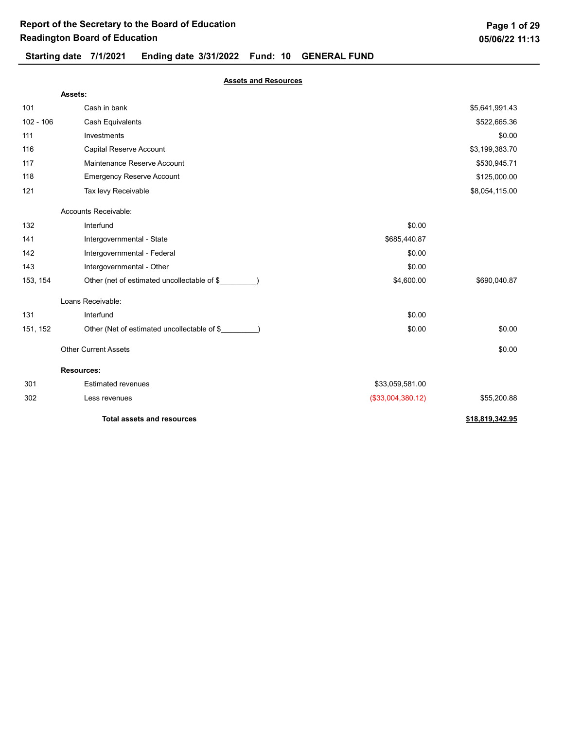# Report of the Secretary to the Board of Education
## Readington Board of Education

**Starting date 7/1/2021 Ending date 3/31/2022 Fund: 10 GENERAL FUND**

### Assets and Resources

| Account | Description | | Amount |
|---|---|---|---|
| | **Assets:** | | |
| 101 | Cash in bank | | $5,641,991.43 |
| 102 - 106 | Cash Equivalents | | $522,665.36 |
| 111 | Investments | | $0.00 |
| 116 | Capital Reserve Account | | $3,199,383.70 |
| 117 | Maintenance Reserve Account | | $530,945.71 |
| 118 | Emergency Reserve Account | | $125,000.00 |
| 121 | Tax levy Receivable | | $8,054,115.00 |
| | Accounts Receivable: | | |
| 132 | Interfund | $0.00 | |
| 141 | Intergovernmental - State | $685,440.87 | |
| 142 | Intergovernmental - Federal | $0.00 | |
| 143 | Intergovernmental - Other | $0.00 | |
| 153, 154 | Other (net of estimated uncollectable of $_________) | $4,600.00 | $690,040.87 |
| | Loans Receivable: | | |
| 131 | Interfund | $0.00 | |
| 151, 152 | Other (Net of estimated uncollectable of $_________) | $0.00 | $0.00 |
| | Other Current Assets | | $0.00 |
| | **Resources:** | | |
| 301 | Estimated revenues | $33,059,581.00 | |
| 302 | Less revenues | ($33,004,380.12) | $55,200.88 |
| | **Total assets and resources** | | **$18,819,342.95** |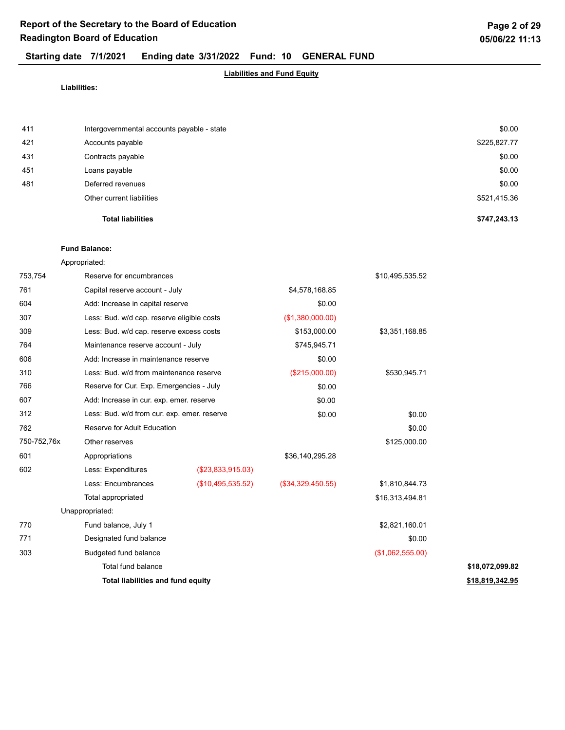## Report of the Secretary to the Board of Education
## Readington Board of Education

**Starting date 7/1/2021 Ending date 3/31/2022 Fund: 10 GENERAL FUND**

**Liabilities and Fund Equity**

**Liabilities:**

| Code | Description | | | | |
|---|---|---|---|---|---|
| 411 | Intergovernmental accounts payable - state | | | | $0.00 |
| 421 | Accounts payable | | | | $225,827.77 |
| 431 | Contracts payable | | | | $0.00 |
| 451 | Loans payable | | | | $0.00 |
| 481 | Deferred revenues | | | | $0.00 |
| | Other current liabilities | | | | $521,415.36 |
| | **Total liabilities** | | | | **$747,243.13** |

**Fund Balance:**

| Code | Description | | | | |
|---|---|---|---|---|---|
| | Appropriated: | | | | |
| 753,754 | Reserve for encumbrances | | | $10,495,535.52 | |
| 761 | Capital reserve account - July | | $4,578,168.85 | | |
| 604 | Add: Increase in capital reserve | | $0.00 | | |
| 307 | Less: Bud. w/d cap. reserve eligible costs | | ($1,380,000.00) | | |
| 309 | Less: Bud. w/d cap. reserve excess costs | | $153,000.00 | $3,351,168.85 | |
| 764 | Maintenance reserve account - July | | $745,945.71 | | |
| 606 | Add: Increase in maintenance reserve | | $0.00 | | |
| 310 | Less: Bud. w/d from maintenance reserve | | ($215,000.00) | $530,945.71 | |
| 766 | Reserve for Cur. Exp. Emergencies - July | | $0.00 | | |
| 607 | Add: Increase in cur. exp. emer. reserve | | $0.00 | | |
| 312 | Less: Bud. w/d from cur. exp. emer. reserve | | $0.00 | $0.00 | |
| 762 | Reserve for Adult Education | | | $0.00 | |
| 750-752,76x | Other reserves | | | $125,000.00 | |
| 601 | Appropriations | | $36,140,295.28 | | |
| 602 | Less: Expenditures | ($23,833,915.03) | | | |
| | Less: Encumbrances | ($10,495,535.52) | ($34,329,450.55) | $1,810,844.73 | |
| | Total appropriated | | | $16,313,494.81 | |
| | Unappropriated: | | | | |
| 770 | Fund balance, July 1 | | | $2,821,160.01 | |
| 771 | Designated fund balance | | | $0.00 | |
| 303 | Budgeted fund balance | | | ($1,062,555.00) | |
| | Total fund balance | | | | **$18,072,099.82** |
| | **Total liabilities and fund equity** | | | | **$18,819,342.95** |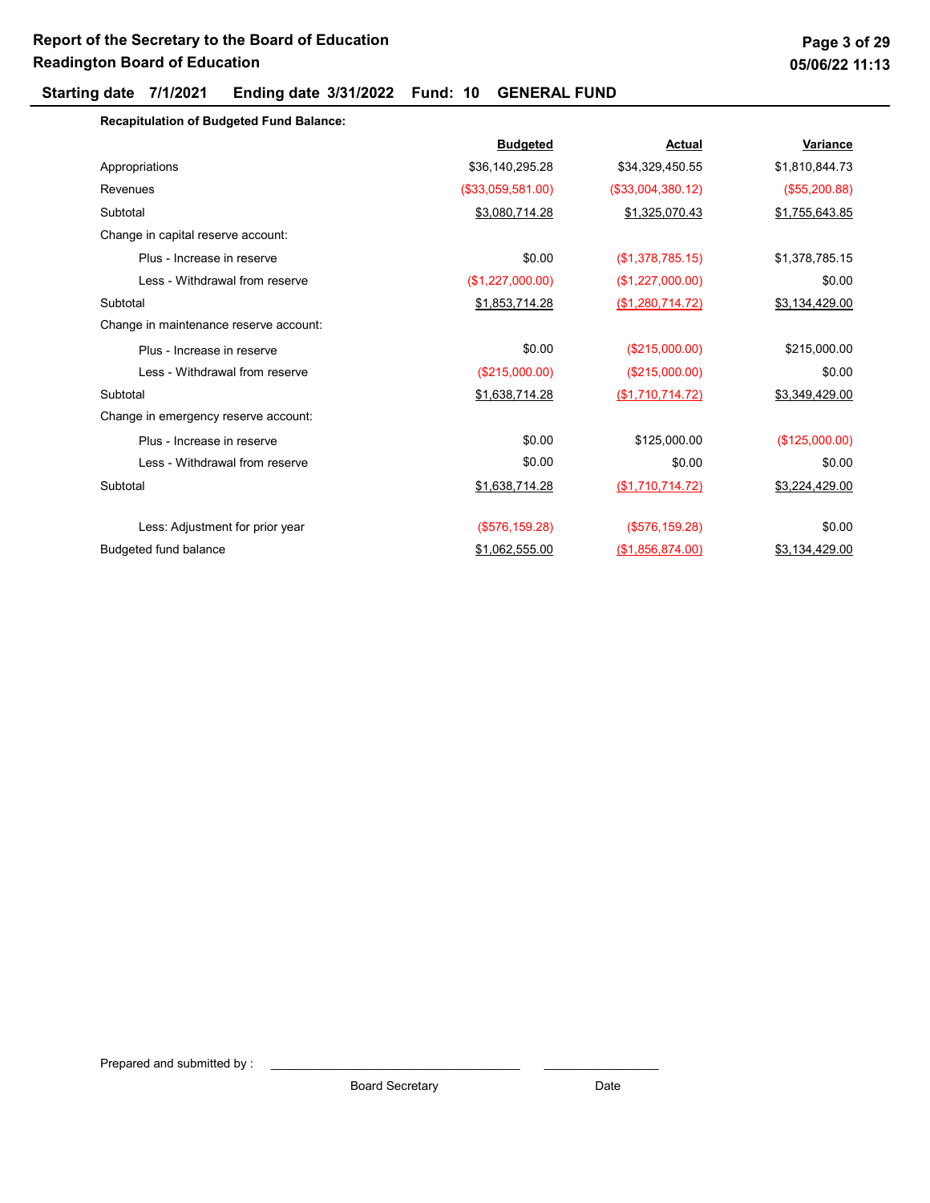# Report of the Secretary to the Board of Education
## Readington Board of Education

**Starting date 7/1/2021 Ending date 3/31/2022 Fund: 10 GENERAL FUND**

**Recapitulation of Budgeted Fund Balance:**

| | Budgeted | Actual | Variance |
|---|---|---|---|
| Appropriations | $36,140,295.28 | $34,329,450.55 | $1,810,844.73 |
| Revenues | ($33,059,581.00) | ($33,004,380.12) | ($55,200.88) |
| Subtotal | $3,080,714.28 | $1,325,070.43 | $1,755,643.85 |
| Change in capital reserve account: | | | |
| Plus - Increase in reserve | $0.00 | ($1,378,785.15) | $1,378,785.15 |
| Less - Withdrawal from reserve | ($1,227,000.00) | ($1,227,000.00) | $0.00 |
| Subtotal | $1,853,714.28 | ($1,280,714.72) | $3,134,429.00 |
| Change in maintenance reserve account: | | | |
| Plus - Increase in reserve | $0.00 | ($215,000.00) | $215,000.00 |
| Less - Withdrawal from reserve | ($215,000.00) | ($215,000.00) | $0.00 |
| Subtotal | $1,638,714.28 | ($1,710,714.72) | $3,349,429.00 |
| Change in emergency reserve account: | | | |
| Plus - Increase in reserve | $0.00 | $125,000.00 | ($125,000.00) |
| Less - Withdrawal from reserve | $0.00 | $0.00 | $0.00 |
| Subtotal | $1,638,714.28 | ($1,710,714.72) | $3,224,429.00 |
| Less: Adjustment for prior year | ($576,159.28) | ($576,159.28) | $0.00 |
| Budgeted fund balance | $1,062,555.00 | ($1,856,874.00) | $3,134,429.00 |

Prepared and submitted by : ______________________________ ______________

Board Secretary Date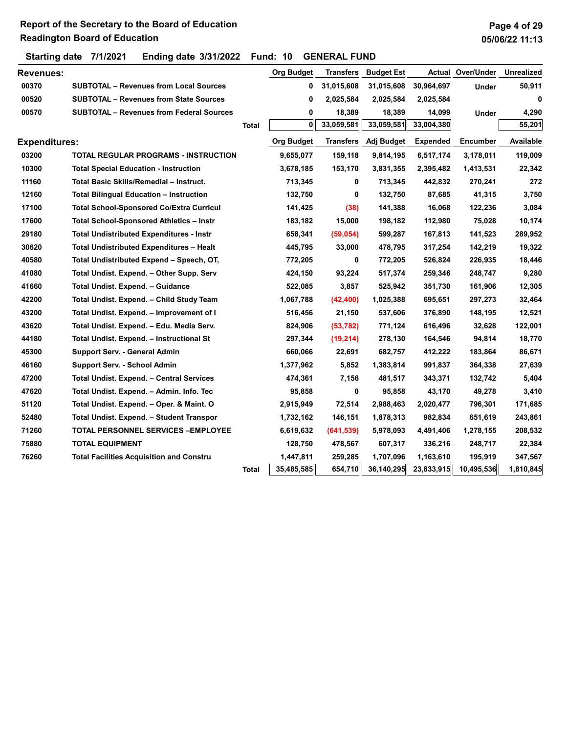**Report of the Secretary to the Board of Education**
**Readington Board of Education**

**Starting date** 7/1/2021 **Ending date** 3/31/2022 **Fund:** 10 **GENERAL FUND**

| Revenues: | | | Org Budget | Transfers | Budget Est | Actual | Over/Under | Unrealized |
|---|---|---|---|---|---|---|---|---|
| 00370 | SUBTOTAL – Revenues from Local Sources | | 0 | 31,015,608 | 31,015,608 | 30,964,697 | Under | 50,911 |
| 00520 | SUBTOTAL – Revenues from State Sources | | 0 | 2,025,584 | 2,025,584 | 2,025,584 | | 0 |
| 00570 | SUBTOTAL – Revenues from Federal Sources | | 0 | 18,389 | 18,389 | 14,099 | Under | 4,290 |
| | | Total | 0 | 33,059,581 | 33,059,581 | 33,004,380 | | 55,201 |

| Expenditures: | | | Org Budget | Transfers | Adj Budget | Expended | Encumber | Available |
|---|---|---|---|---|---|---|---|---|
| 03200 | TOTAL REGULAR PROGRAMS - INSTRUCTION | | 9,655,077 | 159,118 | 9,814,195 | 6,517,174 | 3,178,011 | 119,009 |
| 10300 | Total Special Education - Instruction | | 3,678,185 | 153,170 | 3,831,355 | 2,395,482 | 1,413,531 | 22,342 |
| 11160 | Total Basic Skills/Remedial – Instruct. | | 713,345 | 0 | 713,345 | 442,832 | 270,241 | 272 |
| 12160 | Total Bilingual Education – Instruction | | 132,750 | 0 | 132,750 | 87,685 | 41,315 | 3,750 |
| 17100 | Total School-Sponsored Co/Extra Curricul | | 141,425 | (38) | 141,388 | 16,068 | 122,236 | 3,084 |
| 17600 | Total School-Sponsored Athletics – Instr | | 183,182 | 15,000 | 198,182 | 112,980 | 75,028 | 10,174 |
| 29180 | Total Undistributed Expenditures - Instr | | 658,341 | (59,054) | 599,287 | 167,813 | 141,523 | 289,952 |
| 30620 | Total Undistributed Expenditures – Healt | | 445,795 | 33,000 | 478,795 | 317,254 | 142,219 | 19,322 |
| 40580 | Total Undistributed Expend – Speech, OT, | | 772,205 | 0 | 772,205 | 526,824 | 226,935 | 18,446 |
| 41080 | Total Undist. Expend. – Other Supp. Serv | | 424,150 | 93,224 | 517,374 | 259,346 | 248,747 | 9,280 |
| 41660 | Total Undist. Expend. – Guidance | | 522,085 | 3,857 | 525,942 | 351,730 | 161,906 | 12,305 |
| 42200 | Total Undist. Expend. – Child Study Team | | 1,067,788 | (42,400) | 1,025,388 | 695,651 | 297,273 | 32,464 |
| 43200 | Total Undist. Expend. – Improvement of I | | 516,456 | 21,150 | 537,606 | 376,890 | 148,195 | 12,521 |
| 43620 | Total Undist. Expend. – Edu. Media Serv. | | 824,906 | (53,782) | 771,124 | 616,496 | 32,628 | 122,001 |
| 44180 | Total Undist. Expend. – Instructional St | | 297,344 | (19,214) | 278,130 | 164,546 | 94,814 | 18,770 |
| 45300 | Support Serv. - General Admin | | 660,066 | 22,691 | 682,757 | 412,222 | 183,864 | 86,671 |
| 46160 | Support Serv. - School Admin | | 1,377,962 | 5,852 | 1,383,814 | 991,837 | 364,338 | 27,639 |
| 47200 | Total Undist. Expend. – Central Services | | 474,361 | 7,156 | 481,517 | 343,371 | 132,742 | 5,404 |
| 47620 | Total Undist. Expend. – Admin. Info. Tec | | 95,858 | 0 | 95,858 | 43,170 | 49,278 | 3,410 |
| 51120 | Total Undist. Expend. – Oper. & Maint. O | | 2,915,949 | 72,514 | 2,988,463 | 2,020,477 | 796,301 | 171,685 |
| 52480 | Total Undist. Expend. – Student Transpor | | 1,732,162 | 146,151 | 1,878,313 | 982,834 | 651,619 | 243,861 |
| 71260 | TOTAL PERSONNEL SERVICES –EMPLOYEE | | 6,619,632 | (641,539) | 5,978,093 | 4,491,406 | 1,278,155 | 208,532 |
| 75880 | TOTAL EQUIPMENT | | 128,750 | 478,567 | 607,317 | 336,216 | 248,717 | 22,384 |
| 76260 | Total Facilities Acquisition and Constru | | 1,447,811 | 259,285 | 1,707,096 | 1,163,610 | 195,919 | 347,567 |
| | | Total | 35,485,585 | 654,710 | 36,140,295 | 23,833,915 | 10,495,536 | 1,810,845 |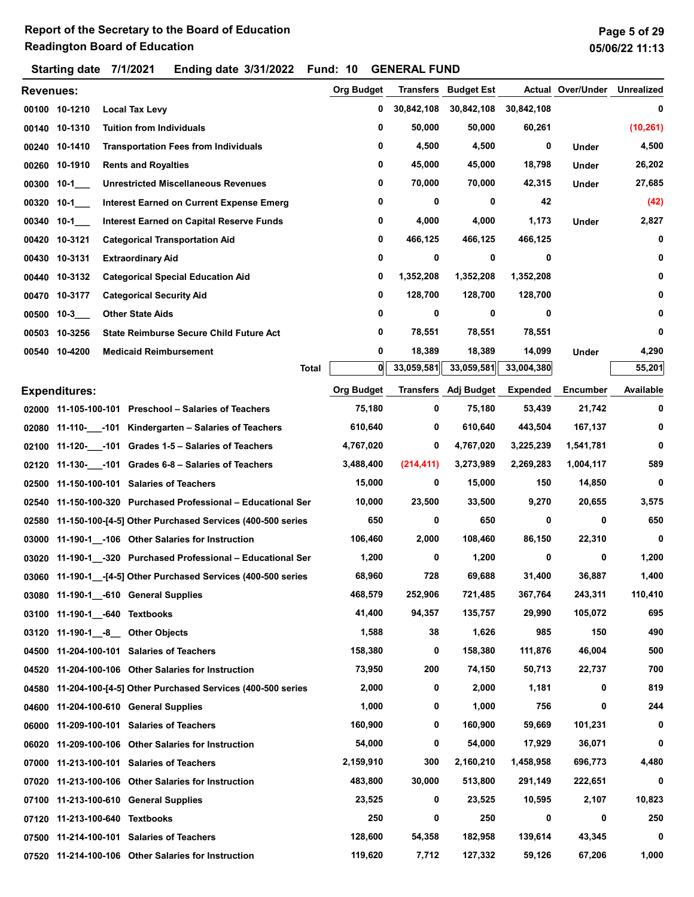# Report of the Secretary to the Board of Education
## Readington Board of Education

**Starting date 7/1/2021 Ending date 3/31/2022 Fund: 10 GENERAL FUND**

### Revenues:

| | | | Org Budget | Transfers | Budget Est | Actual | Over/Under | Unrealized |
|---|---|---|---|---|---|---|---|---|
| 00100 | 10-1210 | Local Tax Levy | 0 | 30,842,108 | 30,842,108 | 30,842,108 | | 0 |
| 00140 | 10-1310 | Tuition from Individuals | 0 | 50,000 | 50,000 | 60,261 | | (10,261) |
| 00240 | 10-1410 | Transportation Fees from Individuals | 0 | 4,500 | 4,500 | 0 | Under | 4,500 |
| 00260 | 10-1910 | Rents and Royalties | 0 | 45,000 | 45,000 | 18,798 | Under | 26,202 |
| 00300 | 10-1___ | Unrestricted Miscellaneous Revenues | 0 | 70,000 | 70,000 | 42,315 | Under | 27,685 |
| 00320 | 10-1___ | Interest Earned on Current Expense Emerg | 0 | 0 | 0 | 42 | | (42) |
| 00340 | 10-1___ | Interest Earned on Capital Reserve Funds | 0 | 4,000 | 4,000 | 1,173 | Under | 2,827 |
| 00420 | 10-3121 | Categorical Transportation Aid | 0 | 466,125 | 466,125 | 466,125 | | 0 |
| 00430 | 10-3131 | Extraordinary Aid | 0 | 0 | 0 | 0 | | 0 |
| 00440 | 10-3132 | Categorical Special Education Aid | 0 | 1,352,208 | 1,352,208 | 1,352,208 | | 0 |
| 00470 | 10-3177 | Categorical Security Aid | 0 | 128,700 | 128,700 | 128,700 | | 0 |
| 00500 | 10-3___ | Other State Aids | 0 | 0 | 0 | 0 | | 0 |
| 00503 | 10-3256 | State Reimburse Secure Child Future Act | 0 | 78,551 | 78,551 | 78,551 | | 0 |
| 00540 | 10-4200 | Medicaid Reimbursement | 0 | 18,389 | 18,389 | 14,099 | Under | 4,290 |
| | | **Total** | 0 | 33,059,581 | 33,059,581 | 33,004,380 | | 55,201 |

### Expenditures:

| | | | Org Budget | Transfers | Adj Budget | Expended | Encumber | Available |
|---|---|---|---|---|---|---|---|---|
| 02000 | 11-105-100-101 | Preschool – Salaries of Teachers | 75,180 | 0 | 75,180 | 53,439 | 21,742 | 0 |
| 02080 | 11-110-___-101 | Kindergarten – Salaries of Teachers | 610,640 | 0 | 610,640 | 443,504 | 167,137 | 0 |
| 02100 | 11-120-___-101 | Grades 1-5 – Salaries of Teachers | 4,767,020 | 0 | 4,767,020 | 3,225,239 | 1,541,781 | 0 |
| 02120 | 11-130-___-101 | Grades 6-8 – Salaries of Teachers | 3,488,400 | (214,411) | 3,273,989 | 2,269,283 | 1,004,117 | 589 |
| 02500 | 11-150-100-101 | Salaries of Teachers | 15,000 | 0 | 15,000 | 150 | 14,850 | 0 |
| 02540 | 11-150-100-320 | Purchased Professional – Educational Ser | 10,000 | 23,500 | 33,500 | 9,270 | 20,655 | 3,575 |
| 02580 | 11-150-100-[4-5] | Other Purchased Services (400-500 series | 650 | 0 | 650 | 0 | 0 | 650 |
| 03000 | 11-190-1__-106 | Other Salaries for Instruction | 106,460 | 2,000 | 108,460 | 86,150 | 22,310 | 0 |
| 03020 | 11-190-1__-320 | Purchased Professional – Educational Ser | 1,200 | 0 | 1,200 | 0 | 0 | 1,200 |
| 03060 | 11-190-1__-[4-5] | Other Purchased Services (400-500 series | 68,960 | 728 | 69,688 | 31,400 | 36,887 | 1,400 |
| 03080 | 11-190-1__-610 | General Supplies | 468,579 | 252,906 | 721,485 | 367,764 | 243,311 | 110,410 |
| 03100 | 11-190-1__-640 | Textbooks | 41,400 | 94,357 | 135,757 | 29,990 | 105,072 | 695 |
| 03120 | 11-190-1__-8__ | Other Objects | 1,588 | 38 | 1,626 | 985 | 150 | 490 |
| 04500 | 11-204-100-101 | Salaries of Teachers | 158,380 | 0 | 158,380 | 111,876 | 46,004 | 500 |
| 04520 | 11-204-100-106 | Other Salaries for Instruction | 73,950 | 200 | 74,150 | 50,713 | 22,737 | 700 |
| 04580 | 11-204-100-[4-5] | Other Purchased Services (400-500 series | 2,000 | 0 | 2,000 | 1,181 | 0 | 819 |
| 04600 | 11-204-100-610 | General Supplies | 1,000 | 0 | 1,000 | 756 | 0 | 244 |
| 06000 | 11-209-100-101 | Salaries of Teachers | 160,900 | 0 | 160,900 | 59,669 | 101,231 | 0 |
| 06020 | 11-209-100-106 | Other Salaries for Instruction | 54,000 | 0 | 54,000 | 17,929 | 36,071 | 0 |
| 07000 | 11-213-100-101 | Salaries of Teachers | 2,159,910 | 300 | 2,160,210 | 1,458,958 | 696,773 | 4,480 |
| 07020 | 11-213-100-106 | Other Salaries for Instruction | 483,800 | 30,000 | 513,800 | 291,149 | 222,651 | 0 |
| 07100 | 11-213-100-610 | General Supplies | 23,525 | 0 | 23,525 | 10,595 | 2,107 | 10,823 |
| 07120 | 11-213-100-640 | Textbooks | 250 | 0 | 250 | 0 | 0 | 250 |
| 07500 | 11-214-100-101 | Salaries of Teachers | 128,600 | 54,358 | 182,958 | 139,614 | 43,345 | 0 |
| 07520 | 11-214-100-106 | Other Salaries for Instruction | 119,620 | 7,712 | 127,332 | 59,126 | 67,206 | 1,000 |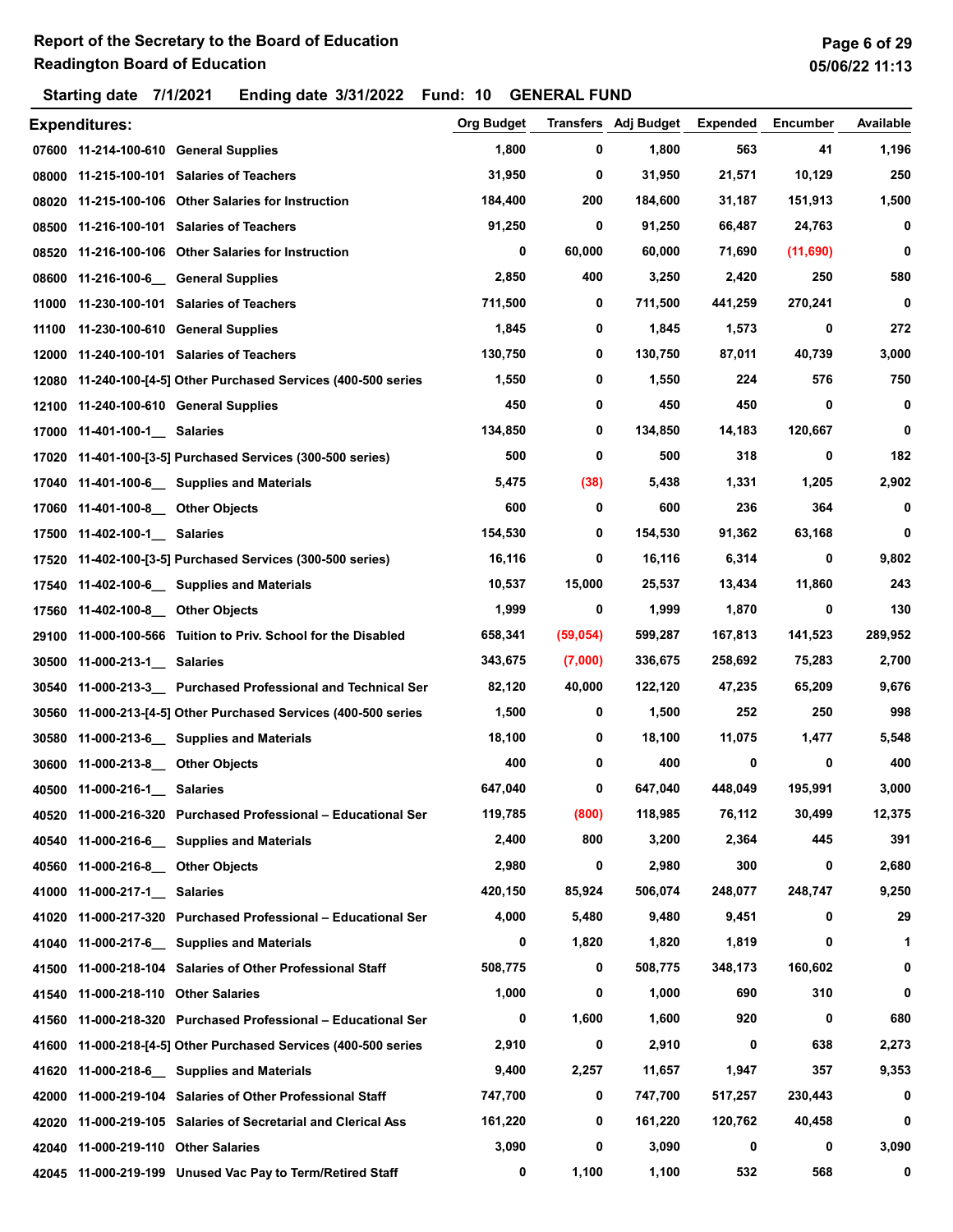# Report of the Secretary to the Board of Education
## Readington Board of Education

**Starting date 7/1/2021 Ending date 3/31/2022 Fund: 10 GENERAL FUND**

| Expenditures: | | | Org Budget | Transfers | Adj Budget | Expended | Encumber | Available |
|---|---|---|---|---|---|---|---|---|
| 07600 | 11-214-100-610 | General Supplies | 1,800 | 0 | 1,800 | 563 | 41 | 1,196 |
| 08000 | 11-215-100-101 | Salaries of Teachers | 31,950 | 0 | 31,950 | 21,571 | 10,129 | 250 |
| 08020 | 11-215-100-106 | Other Salaries for Instruction | 184,400 | 200 | 184,600 | 31,187 | 151,913 | 1,500 |
| 08500 | 11-216-100-101 | Salaries of Teachers | 91,250 | 0 | 91,250 | 66,487 | 24,763 | 0 |
| 08520 | 11-216-100-106 | Other Salaries for Instruction | 0 | 60,000 | 60,000 | 71,690 | (11,690) | 0 |
| 08600 | 11-216-100-6__ | General Supplies | 2,850 | 400 | 3,250 | 2,420 | 250 | 580 |
| 11000 | 11-230-100-101 | Salaries of Teachers | 711,500 | 0 | 711,500 | 441,259 | 270,241 | 0 |
| 11100 | 11-230-100-610 | General Supplies | 1,845 | 0 | 1,845 | 1,573 | 0 | 272 |
| 12000 | 11-240-100-101 | Salaries of Teachers | 130,750 | 0 | 130,750 | 87,011 | 40,739 | 3,000 |
| 12080 | 11-240-100-[4-5] | Other Purchased Services (400-500 series | 1,550 | 0 | 1,550 | 224 | 576 | 750 |
| 12100 | 11-240-100-610 | General Supplies | 450 | 0 | 450 | 450 | 0 | 0 |
| 17000 | 11-401-100-1__ | Salaries | 134,850 | 0 | 134,850 | 14,183 | 120,667 | 0 |
| 17020 | 11-401-100-[3-5] | Purchased Services (300-500 series) | 500 | 0 | 500 | 318 | 0 | 182 |
| 17040 | 11-401-100-6__ | Supplies and Materials | 5,475 | (38) | 5,438 | 1,331 | 1,205 | 2,902 |
| 17060 | 11-401-100-8__ | Other Objects | 600 | 0 | 600 | 236 | 364 | 0 |
| 17500 | 11-402-100-1__ | Salaries | 154,530 | 0 | 154,530 | 91,362 | 63,168 | 0 |
| 17520 | 11-402-100-[3-5] | Purchased Services (300-500 series) | 16,116 | 0 | 16,116 | 6,314 | 0 | 9,802 |
| 17540 | 11-402-100-6__ | Supplies and Materials | 10,537 | 15,000 | 25,537 | 13,434 | 11,860 | 243 |
| 17560 | 11-402-100-8__ | Other Objects | 1,999 | 0 | 1,999 | 1,870 | 0 | 130 |
| 29100 | 11-000-100-566 | Tuition to Priv. School for the Disabled | 658,341 | (59,054) | 599,287 | 167,813 | 141,523 | 289,952 |
| 30500 | 11-000-213-1__ | Salaries | 343,675 | (7,000) | 336,675 | 258,692 | 75,283 | 2,700 |
| 30540 | 11-000-213-3__ | Purchased Professional and Technical Ser | 82,120 | 40,000 | 122,120 | 47,235 | 65,209 | 9,676 |
| 30560 | 11-000-213-[4-5] | Other Purchased Services (400-500 series | 1,500 | 0 | 1,500 | 252 | 250 | 998 |
| 30580 | 11-000-213-6__ | Supplies and Materials | 18,100 | 0 | 18,100 | 11,075 | 1,477 | 5,548 |
| 30600 | 11-000-213-8__ | Other Objects | 400 | 0 | 400 | 0 | 0 | 400 |
| 40500 | 11-000-216-1__ | Salaries | 647,040 | 0 | 647,040 | 448,049 | 195,991 | 3,000 |
| 40520 | 11-000-216-320 | Purchased Professional – Educational Ser | 119,785 | (800) | 118,985 | 76,112 | 30,499 | 12,375 |
| 40540 | 11-000-216-6__ | Supplies and Materials | 2,400 | 800 | 3,200 | 2,364 | 445 | 391 |
| 40560 | 11-000-216-8__ | Other Objects | 2,980 | 0 | 2,980 | 300 | 0 | 2,680 |
| 41000 | 11-000-217-1__ | Salaries | 420,150 | 85,924 | 506,074 | 248,077 | 248,747 | 9,250 |
| 41020 | 11-000-217-320 | Purchased Professional – Educational Ser | 4,000 | 5,480 | 9,480 | 9,451 | 0 | 29 |
| 41040 | 11-000-217-6__ | Supplies and Materials | 0 | 1,820 | 1,820 | 1,819 | 0 | 1 |
| 41500 | 11-000-218-104 | Salaries of Other Professional Staff | 508,775 | 0 | 508,775 | 348,173 | 160,602 | 0 |
| 41540 | 11-000-218-110 | Other Salaries | 1,000 | 0 | 1,000 | 690 | 310 | 0 |
| 41560 | 11-000-218-320 | Purchased Professional – Educational Ser | 0 | 1,600 | 1,600 | 920 | 0 | 680 |
| 41600 | 11-000-218-[4-5] | Other Purchased Services (400-500 series | 2,910 | 0 | 2,910 | 0 | 638 | 2,273 |
| 41620 | 11-000-218-6__ | Supplies and Materials | 9,400 | 2,257 | 11,657 | 1,947 | 357 | 9,353 |
| 42000 | 11-000-219-104 | Salaries of Other Professional Staff | 747,700 | 0 | 747,700 | 517,257 | 230,443 | 0 |
| 42020 | 11-000-219-105 | Salaries of Secretarial and Clerical Ass | 161,220 | 0 | 161,220 | 120,762 | 40,458 | 0 |
| 42040 | 11-000-219-110 | Other Salaries | 3,090 | 0 | 3,090 | 0 | 0 | 3,090 |
| 42045 | 11-000-219-199 | Unused Vac Pay to Term/Retired Staff | 0 | 1,100 | 1,100 | 532 | 568 | 0 |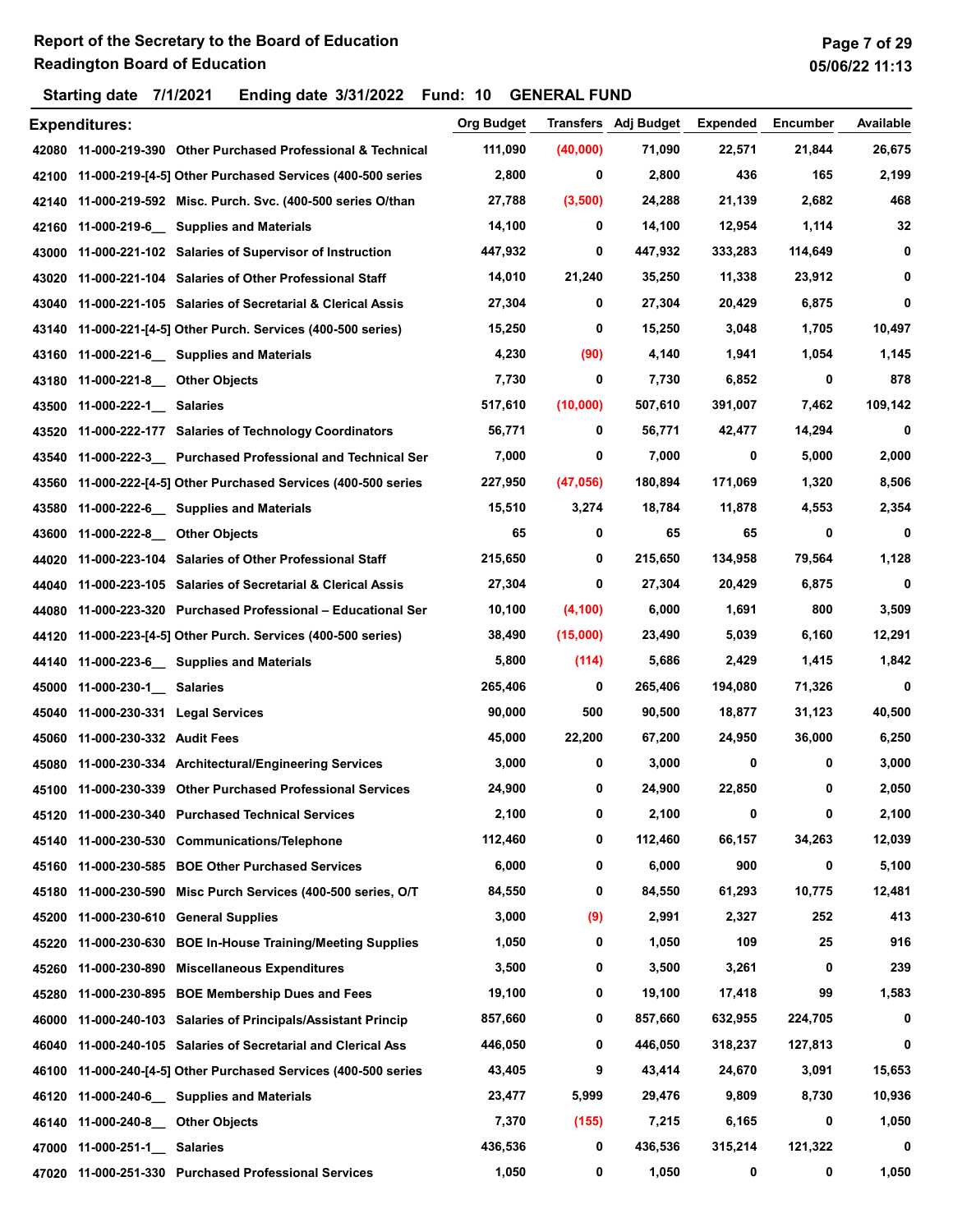**Report of the Secretary to the Board of Education**
**Readington Board of Education**

**Starting date 7/1/2021 Ending date 3/31/2022 Fund: 10 GENERAL FUND**

| Expenditures: | | | Org Budget | Transfers | Adj Budget | Expended | Encumber | Available |
|---|---|---|---|---|---|---|---|---|
| 42080 | 11-000-219-390 | Other Purchased Professional & Technical | 111,090 | (40,000) | 71,090 | 22,571 | 21,844 | 26,675 |
| 42100 | 11-000-219-[4-5] | Other Purchased Services (400-500 series | 2,800 | 0 | 2,800 | 436 | 165 | 2,199 |
| 42140 | 11-000-219-592 | Misc. Purch. Svc. (400-500 series O/than | 27,788 | (3,500) | 24,288 | 21,139 | 2,682 | 468 |
| 42160 | 11-000-219-6__ | Supplies and Materials | 14,100 | 0 | 14,100 | 12,954 | 1,114 | 32 |
| 43000 | 11-000-221-102 | Salaries of Supervisor of Instruction | 447,932 | 0 | 447,932 | 333,283 | 114,649 | 0 |
| 43020 | 11-000-221-104 | Salaries of Other Professional Staff | 14,010 | 21,240 | 35,250 | 11,338 | 23,912 | 0 |
| 43040 | 11-000-221-105 | Salaries of Secretarial & Clerical Assis | 27,304 | 0 | 27,304 | 20,429 | 6,875 | 0 |
| 43140 | 11-000-221-[4-5] | Other Purch. Services (400-500 series) | 15,250 | 0 | 15,250 | 3,048 | 1,705 | 10,497 |
| 43160 | 11-000-221-6__ | Supplies and Materials | 4,230 | (90) | 4,140 | 1,941 | 1,054 | 1,145 |
| 43180 | 11-000-221-8__ | Other Objects | 7,730 | 0 | 7,730 | 6,852 | 0 | 878 |
| 43500 | 11-000-222-1__ | Salaries | 517,610 | (10,000) | 507,610 | 391,007 | 7,462 | 109,142 |
| 43520 | 11-000-222-177 | Salaries of Technology Coordinators | 56,771 | 0 | 56,771 | 42,477 | 14,294 | 0 |
| 43540 | 11-000-222-3__ | Purchased Professional and Technical Ser | 7,000 | 0 | 7,000 | 0 | 5,000 | 2,000 |
| 43560 | 11-000-222-[4-5] | Other Purchased Services (400-500 series | 227,950 | (47,056) | 180,894 | 171,069 | 1,320 | 8,506 |
| 43580 | 11-000-222-6__ | Supplies and Materials | 15,510 | 3,274 | 18,784 | 11,878 | 4,553 | 2,354 |
| 43600 | 11-000-222-8__ | Other Objects | 65 | 0 | 65 | 65 | 0 | 0 |
| 44020 | 11-000-223-104 | Salaries of Other Professional Staff | 215,650 | 0 | 215,650 | 134,958 | 79,564 | 1,128 |
| 44040 | 11-000-223-105 | Salaries of Secretarial & Clerical Assis | 27,304 | 0 | 27,304 | 20,429 | 6,875 | 0 |
| 44080 | 11-000-223-320 | Purchased Professional – Educational Ser | 10,100 | (4,100) | 6,000 | 1,691 | 800 | 3,509 |
| 44120 | 11-000-223-[4-5] | Other Purch. Services (400-500 series) | 38,490 | (15,000) | 23,490 | 5,039 | 6,160 | 12,291 |
| 44140 | 11-000-223-6__ | Supplies and Materials | 5,800 | (114) | 5,686 | 2,429 | 1,415 | 1,842 |
| 45000 | 11-000-230-1__ | Salaries | 265,406 | 0 | 265,406 | 194,080 | 71,326 | 0 |
| 45040 | 11-000-230-331 | Legal Services | 90,000 | 500 | 90,500 | 18,877 | 31,123 | 40,500 |
| 45060 | 11-000-230-332 | Audit Fees | 45,000 | 22,200 | 67,200 | 24,950 | 36,000 | 6,250 |
| 45080 | 11-000-230-334 | Architectural/Engineering Services | 3,000 | 0 | 3,000 | 0 | 0 | 3,000 |
| 45100 | 11-000-230-339 | Other Purchased Professional Services | 24,900 | 0 | 24,900 | 22,850 | 0 | 2,050 |
| 45120 | 11-000-230-340 | Purchased Technical Services | 2,100 | 0 | 2,100 | 0 | 0 | 2,100 |
| 45140 | 11-000-230-530 | Communications/Telephone | 112,460 | 0 | 112,460 | 66,157 | 34,263 | 12,039 |
| 45160 | 11-000-230-585 | BOE Other Purchased Services | 6,000 | 0 | 6,000 | 900 | 0 | 5,100 |
| 45180 | 11-000-230-590 | Misc Purch Services (400-500 series, O/T | 84,550 | 0 | 84,550 | 61,293 | 10,775 | 12,481 |
| 45200 | 11-000-230-610 | General Supplies | 3,000 | (9) | 2,991 | 2,327 | 252 | 413 |
| 45220 | 11-000-230-630 | BOE In-House Training/Meeting Supplies | 1,050 | 0 | 1,050 | 109 | 25 | 916 |
| 45260 | 11-000-230-890 | Miscellaneous Expenditures | 3,500 | 0 | 3,500 | 3,261 | 0 | 239 |
| 45280 | 11-000-230-895 | BOE Membership Dues and Fees | 19,100 | 0 | 19,100 | 17,418 | 99 | 1,583 |
| 46000 | 11-000-240-103 | Salaries of Principals/Assistant Princip | 857,660 | 0 | 857,660 | 632,955 | 224,705 | 0 |
| 46040 | 11-000-240-105 | Salaries of Secretarial and Clerical Ass | 446,050 | 0 | 446,050 | 318,237 | 127,813 | 0 |
| 46100 | 11-000-240-[4-5] | Other Purchased Services (400-500 series | 43,405 | 9 | 43,414 | 24,670 | 3,091 | 15,653 |
| 46120 | 11-000-240-6__ | Supplies and Materials | 23,477 | 5,999 | 29,476 | 9,809 | 8,730 | 10,936 |
| 46140 | 11-000-240-8__ | Other Objects | 7,370 | (155) | 7,215 | 6,165 | 0 | 1,050 |
| 47000 | 11-000-251-1__ | Salaries | 436,536 | 0 | 436,536 | 315,214 | 121,322 | 0 |
| 47020 | 11-000-251-330 | Purchased Professional Services | 1,050 | 0 | 1,050 | 0 | 0 | 1,050 |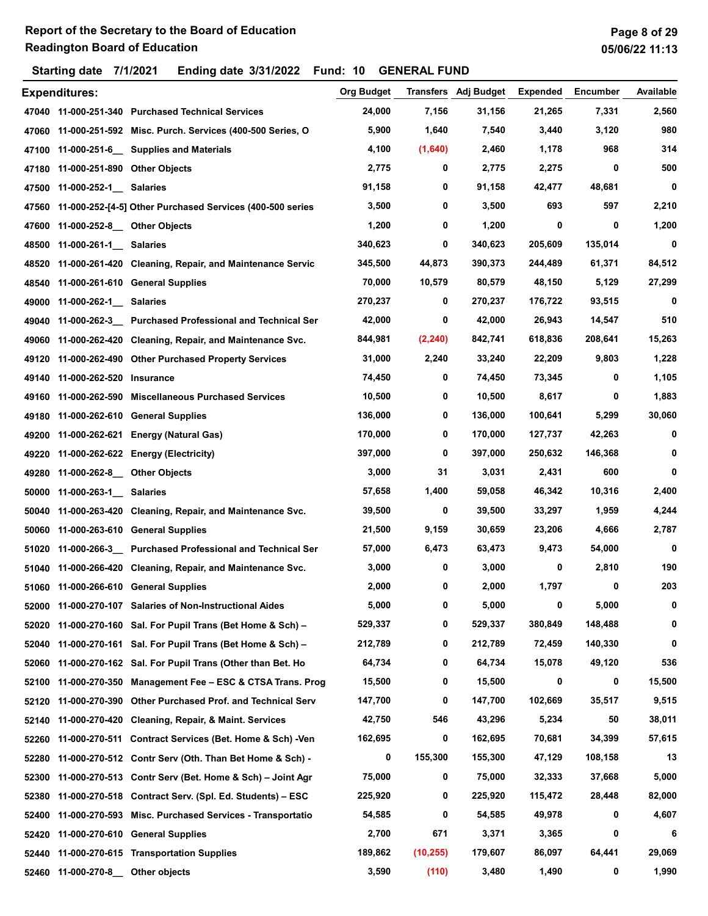# Report of the Secretary to the Board of Education
## Readington Board of Education

**Starting date 7/1/2021 Ending date 3/31/2022 Fund: 10 GENERAL FUND**

| Expenditures: | | | Org Budget | Transfers | Adj Budget | Expended | Encumber | Available |
|---|---|---|---|---|---|---|---|---|
| 47040 | 11-000-251-340 | Purchased Technical Services | 24,000 | 7,156 | 31,156 | 21,265 | 7,331 | 2,560 |
| 47060 | 11-000-251-592 | Misc. Purch. Services (400-500 Series, O | 5,900 | 1,640 | 7,540 | 3,440 | 3,120 | 980 |
| 47100 | 11-000-251-6__ | Supplies and Materials | 4,100 | (1,640) | 2,460 | 1,178 | 968 | 314 |
| 47180 | 11-000-251-890 | Other Objects | 2,775 | 0 | 2,775 | 2,275 | 0 | 500 |
| 47500 | 11-000-252-1__ | Salaries | 91,158 | 0 | 91,158 | 42,477 | 48,681 | 0 |
| 47560 | 11-000-252-[4-5] | Other Purchased Services (400-500 series | 3,500 | 0 | 3,500 | 693 | 597 | 2,210 |
| 47600 | 11-000-252-8__ | Other Objects | 1,200 | 0 | 1,200 | 0 | 0 | 1,200 |
| 48500 | 11-000-261-1__ | Salaries | 340,623 | 0 | 340,623 | 205,609 | 135,014 | 0 |
| 48520 | 11-000-261-420 | Cleaning, Repair, and Maintenance Servic | 345,500 | 44,873 | 390,373 | 244,489 | 61,371 | 84,512 |
| 48540 | 11-000-261-610 | General Supplies | 70,000 | 10,579 | 80,579 | 48,150 | 5,129 | 27,299 |
| 49000 | 11-000-262-1__ | Salaries | 270,237 | 0 | 270,237 | 176,722 | 93,515 | 0 |
| 49040 | 11-000-262-3__ | Purchased Professional and Technical Ser | 42,000 | 0 | 42,000 | 26,943 | 14,547 | 510 |
| 49060 | 11-000-262-420 | Cleaning, Repair, and Maintenance Svc. | 844,981 | (2,240) | 842,741 | 618,836 | 208,641 | 15,263 |
| 49120 | 11-000-262-490 | Other Purchased Property Services | 31,000 | 2,240 | 33,240 | 22,209 | 9,803 | 1,228 |
| 49140 | 11-000-262-520 | Insurance | 74,450 | 0 | 74,450 | 73,345 | 0 | 1,105 |
| 49160 | 11-000-262-590 | Miscellaneous Purchased Services | 10,500 | 0 | 10,500 | 8,617 | 0 | 1,883 |
| 49180 | 11-000-262-610 | General Supplies | 136,000 | 0 | 136,000 | 100,641 | 5,299 | 30,060 |
| 49200 | 11-000-262-621 | Energy (Natural Gas) | 170,000 | 0 | 170,000 | 127,737 | 42,263 | 0 |
| 49220 | 11-000-262-622 | Energy (Electricity) | 397,000 | 0 | 397,000 | 250,632 | 146,368 | 0 |
| 49280 | 11-000-262-8__ | Other Objects | 3,000 | 31 | 3,031 | 2,431 | 600 | 0 |
| 50000 | 11-000-263-1__ | Salaries | 57,658 | 1,400 | 59,058 | 46,342 | 10,316 | 2,400 |
| 50040 | 11-000-263-420 | Cleaning, Repair, and Maintenance Svc. | 39,500 | 0 | 39,500 | 33,297 | 1,959 | 4,244 |
| 50060 | 11-000-263-610 | General Supplies | 21,500 | 9,159 | 30,659 | 23,206 | 4,666 | 2,787 |
| 51020 | 11-000-266-3__ | Purchased Professional and Technical Ser | 57,000 | 6,473 | 63,473 | 9,473 | 54,000 | 0 |
| 51040 | 11-000-266-420 | Cleaning, Repair, and Maintenance Svc. | 3,000 | 0 | 3,000 | 0 | 2,810 | 190 |
| 51060 | 11-000-266-610 | General Supplies | 2,000 | 0 | 2,000 | 1,797 | 0 | 203 |
| 52000 | 11-000-270-107 | Salaries of Non-Instructional Aides | 5,000 | 0 | 5,000 | 0 | 5,000 | 0 |
| 52020 | 11-000-270-160 | Sal. For Pupil Trans (Bet Home & Sch) – | 529,337 | 0 | 529,337 | 380,849 | 148,488 | 0 |
| 52040 | 11-000-270-161 | Sal. For Pupil Trans (Bet Home & Sch) – | 212,789 | 0 | 212,789 | 72,459 | 140,330 | 0 |
| 52060 | 11-000-270-162 | Sal. For Pupil Trans (Other than Bet. Ho | 64,734 | 0 | 64,734 | 15,078 | 49,120 | 536 |
| 52100 | 11-000-270-350 | Management Fee – ESC & CTSA Trans. Prog | 15,500 | 0 | 15,500 | 0 | 0 | 15,500 |
| 52120 | 11-000-270-390 | Other Purchased Prof. and Technical Serv | 147,700 | 0 | 147,700 | 102,669 | 35,517 | 9,515 |
| 52140 | 11-000-270-420 | Cleaning, Repair, & Maint. Services | 42,750 | 546 | 43,296 | 5,234 | 50 | 38,011 |
| 52260 | 11-000-270-511 | Contract Services (Bet. Home & Sch) -Ven | 162,695 | 0 | 162,695 | 70,681 | 34,399 | 57,615 |
| 52280 | 11-000-270-512 | Contr Serv (Oth. Than Bet Home & Sch) - | 0 | 155,300 | 155,300 | 47,129 | 108,158 | 13 |
| 52300 | 11-000-270-513 | Contr Serv (Bet. Home & Sch) – Joint Agr | 75,000 | 0 | 75,000 | 32,333 | 37,668 | 5,000 |
| 52380 | 11-000-270-518 | Contract Serv. (Spl. Ed. Students) – ESC | 225,920 | 0 | 225,920 | 115,472 | 28,448 | 82,000 |
| 52400 | 11-000-270-593 | Misc. Purchased Services - Transportatio | 54,585 | 0 | 54,585 | 49,978 | 0 | 4,607 |
| 52420 | 11-000-270-610 | General Supplies | 2,700 | 671 | 3,371 | 3,365 | 0 | 6 |
| 52440 | 11-000-270-615 | Transportation Supplies | 189,862 | (10,255) | 179,607 | 86,097 | 64,441 | 29,069 |
| 52460 | 11-000-270-8__ | Other objects | 3,590 | (110) | 3,480 | 1,490 | 0 | 1,990 |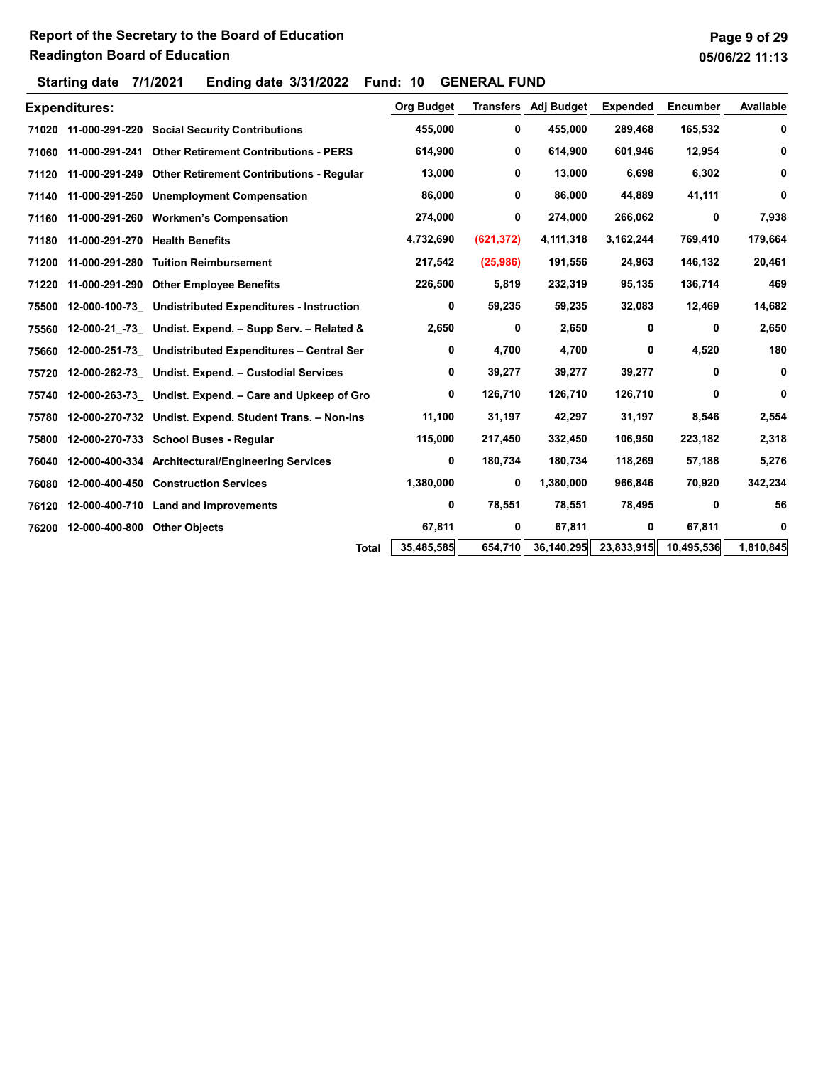**Report of the Secretary to the Board of Education**
**Readington Board of Education**

**Starting date 7/1/2021 Ending date 3/31/2022 Fund: 10 GENERAL FUND**

| Expenditures: | | | Org Budget | Transfers | Adj Budget | Expended | Encumber | Available |
|---|---|---|---|---|---|---|---|---|
| 71020 | 11-000-291-220 | Social Security Contributions | 455,000 | 0 | 455,000 | 289,468 | 165,532 | 0 |
| 71060 | 11-000-291-241 | Other Retirement Contributions - PERS | 614,900 | 0 | 614,900 | 601,946 | 12,954 | 0 |
| 71120 | 11-000-291-249 | Other Retirement Contributions - Regular | 13,000 | 0 | 13,000 | 6,698 | 6,302 | 0 |
| 71140 | 11-000-291-250 | Unemployment Compensation | 86,000 | 0 | 86,000 | 44,889 | 41,111 | 0 |
| 71160 | 11-000-291-260 | Workmen's Compensation | 274,000 | 0 | 274,000 | 266,062 | 0 | 7,938 |
| 71180 | 11-000-291-270 | Health Benefits | 4,732,690 | (621,372) | 4,111,318 | 3,162,244 | 769,410 | 179,664 |
| 71200 | 11-000-291-280 | Tuition Reimbursement | 217,542 | (25,986) | 191,556 | 24,963 | 146,132 | 20,461 |
| 71220 | 11-000-291-290 | Other Employee Benefits | 226,500 | 5,819 | 232,319 | 95,135 | 136,714 | 469 |
| 75500 | 12-000-100-73_ | Undistributed Expenditures - Instruction | 0 | 59,235 | 59,235 | 32,083 | 12,469 | 14,682 |
| 75560 | 12-000-21_-73_ | Undist. Expend. – Supp Serv. – Related & | 2,650 | 0 | 2,650 | 0 | 0 | 2,650 |
| 75660 | 12-000-251-73_ | Undistributed Expenditures – Central Ser | 0 | 4,700 | 4,700 | 0 | 4,520 | 180 |
| 75720 | 12-000-262-73_ | Undist. Expend. – Custodial Services | 0 | 39,277 | 39,277 | 39,277 | 0 | 0 |
| 75740 | 12-000-263-73_ | Undist. Expend. – Care and Upkeep of Gro | 0 | 126,710 | 126,710 | 126,710 | 0 | 0 |
| 75780 | 12-000-270-732 | Undist. Expend. Student Trans. – Non-Ins | 11,100 | 31,197 | 42,297 | 31,197 | 8,546 | 2,554 |
| 75800 | 12-000-270-733 | School Buses - Regular | 115,000 | 217,450 | 332,450 | 106,950 | 223,182 | 2,318 |
| 76040 | 12-000-400-334 | Architectural/Engineering Services | 0 | 180,734 | 180,734 | 118,269 | 57,188 | 5,276 |
| 76080 | 12-000-400-450 | Construction Services | 1,380,000 | 0 | 1,380,000 | 966,846 | 70,920 | 342,234 |
| 76120 | 12-000-400-710 | Land and Improvements | 0 | 78,551 | 78,551 | 78,495 | 0 | 56 |
| 76200 | 12-000-400-800 | Other Objects | 67,811 | 0 | 67,811 | 0 | 67,811 | 0 |
| | | **Total** | 35,485,585 | 654,710 | 36,140,295 | 23,833,915 | 10,495,536 | 1,810,845 |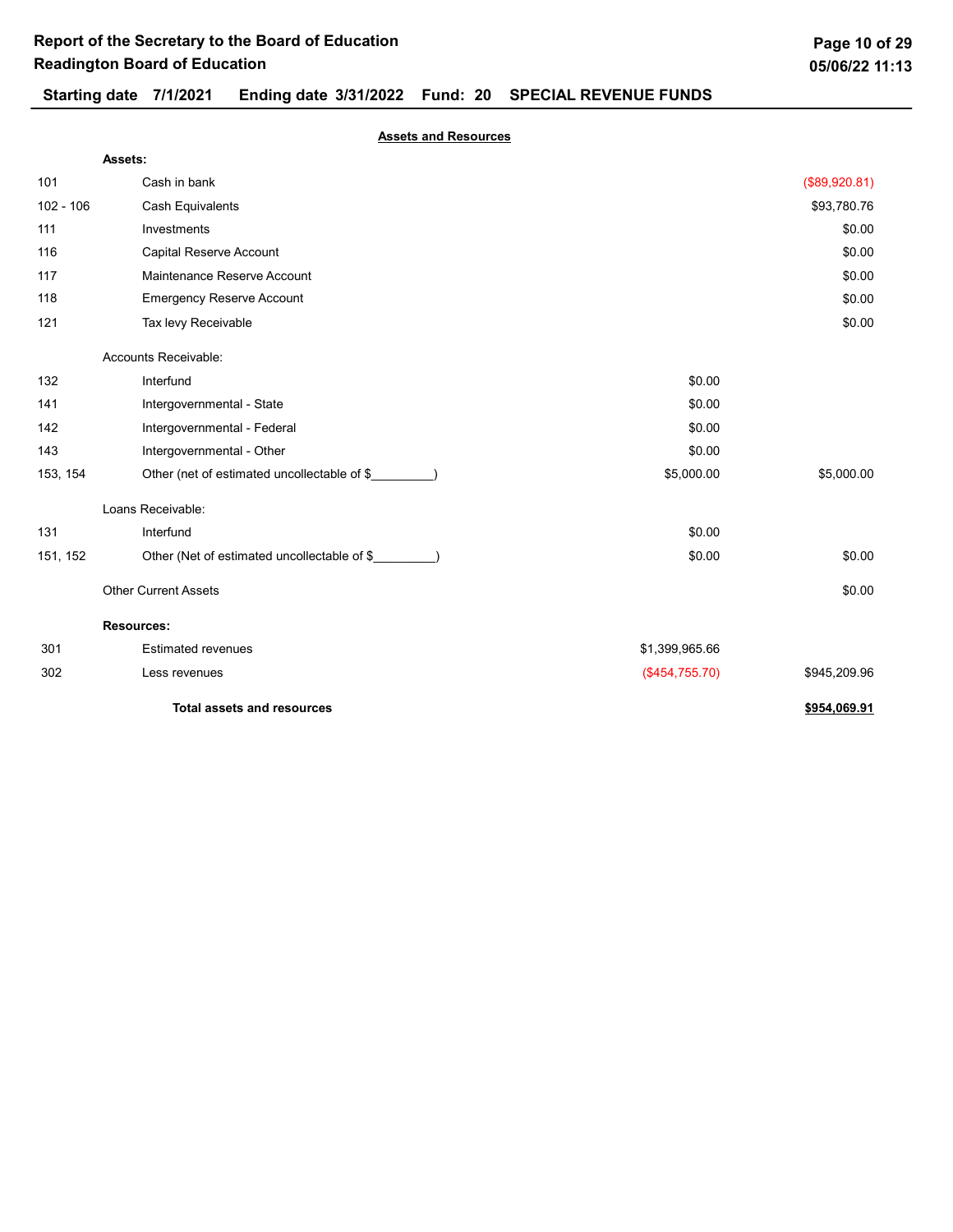# Report of the Secretary to the Board of Education
## Readington Board of Education

**Starting date 7/1/2021 Ending date 3/31/2022 Fund: 20 SPECIAL REVENUE FUNDS**

**Assets and Resources**

| Account | Description | | Amount |
|---|---|---|---|
| | **Assets:** | | |
| 101 | Cash in bank | | ($89,920.81) |
| 102 - 106 | Cash Equivalents | | $93,780.76 |
| 111 | Investments | | $0.00 |
| 116 | Capital Reserve Account | | $0.00 |
| 117 | Maintenance Reserve Account | | $0.00 |
| 118 | Emergency Reserve Account | | $0.00 |
| 121 | Tax levy Receivable | | $0.00 |
| | Accounts Receivable: | | |
| 132 | Interfund | $0.00 | |
| 141 | Intergovernmental - State | $0.00 | |
| 142 | Intergovernmental - Federal | $0.00 | |
| 143 | Intergovernmental - Other | $0.00 | |
| 153, 154 | Other (net of estimated uncollectable of $_________) | $5,000.00 | $5,000.00 |
| | Loans Receivable: | | |
| 131 | Interfund | $0.00 | |
| 151, 152 | Other (Net of estimated uncollectable of $_________) | $0.00 | $0.00 |
| | Other Current Assets | | $0.00 |
| | **Resources:** | | |
| 301 | Estimated revenues | $1,399,965.66 | |
| 302 | Less revenues | ($454,755.70) | $945,209.96 |
| | **Total assets and resources** | | **$954,069.91** |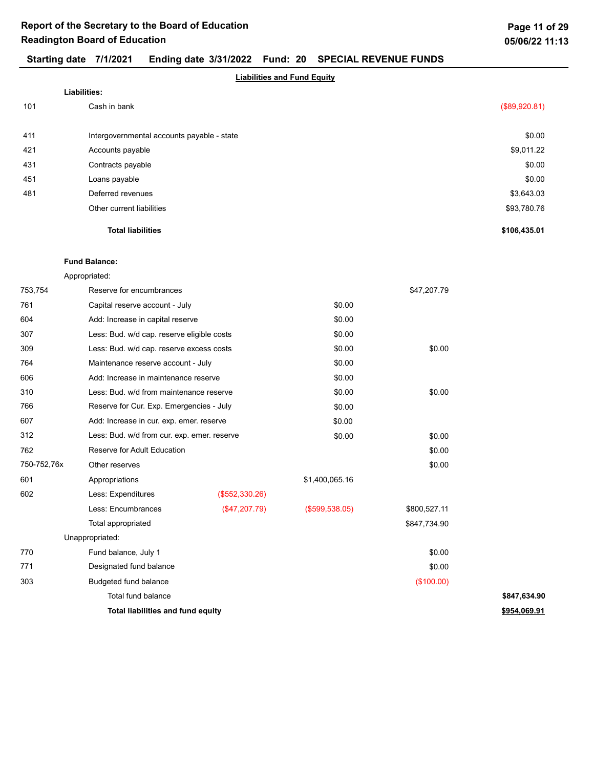# Report of the Secretary to the Board of Education
## Readington Board of Education

**Starting date 7/1/2021  Ending date 3/31/2022  Fund: 20  SPECIAL REVENUE FUNDS**

**Liabilities and Fund Equity**

| Code | Description | | | | |
|---|---|---|---|---|---|
| | **Liabilities:** | | | | |
| 101 | Cash in bank | | | | ($89,920.81) |
| 411 | Intergovernmental accounts payable - state | | | | $0.00 |
| 421 | Accounts payable | | | | $9,011.22 |
| 431 | Contracts payable | | | | $0.00 |
| 451 | Loans payable | | | | $0.00 |
| 481 | Deferred revenues | | | | $3,643.03 |
| | Other current liabilities | | | | $93,780.76 |
| | **Total liabilities** | | | | **$106,435.01** |
| | **Fund Balance:** | | | | |
| | Appropriated: | | | | |
| 753,754 | Reserve for encumbrances | | | $47,207.79 | |
| 761 | Capital reserve account - July | | $0.00 | | |
| 604 | Add: Increase in capital reserve | | $0.00 | | |
| 307 | Less: Bud. w/d cap. reserve eligible costs | | $0.00 | | |
| 309 | Less: Bud. w/d cap. reserve excess costs | | $0.00 | $0.00 | |
| 764 | Maintenance reserve account - July | | $0.00 | | |
| 606 | Add: Increase in maintenance reserve | | $0.00 | | |
| 310 | Less: Bud. w/d from maintenance reserve | | $0.00 | $0.00 | |
| 766 | Reserve for Cur. Exp. Emergencies - July | | $0.00 | | |
| 607 | Add: Increase in cur. exp. emer. reserve | | $0.00 | | |
| 312 | Less: Bud. w/d from cur. exp. emer. reserve | | $0.00 | $0.00 | |
| 762 | Reserve for Adult Education | | | $0.00 | |
| 750-752,76x | Other reserves | | | $0.00 | |
| 601 | Appropriations | | $1,400,065.16 | | |
| 602 | Less: Expenditures | ($552,330.26) | | | |
| | Less: Encumbrances | ($47,207.79) | ($599,538.05) | $800,527.11 | |
| | Total appropriated | | | $847,734.90 | |
| | Unappropriated: | | | | |
| 770 | Fund balance, July 1 | | | $0.00 | |
| 771 | Designated fund balance | | | $0.00 | |
| 303 | Budgeted fund balance | | | ($100.00) | |
| | Total fund balance | | | | **$847,634.90** |
| | **Total liabilities and fund equity** | | | | **$954,069.91** |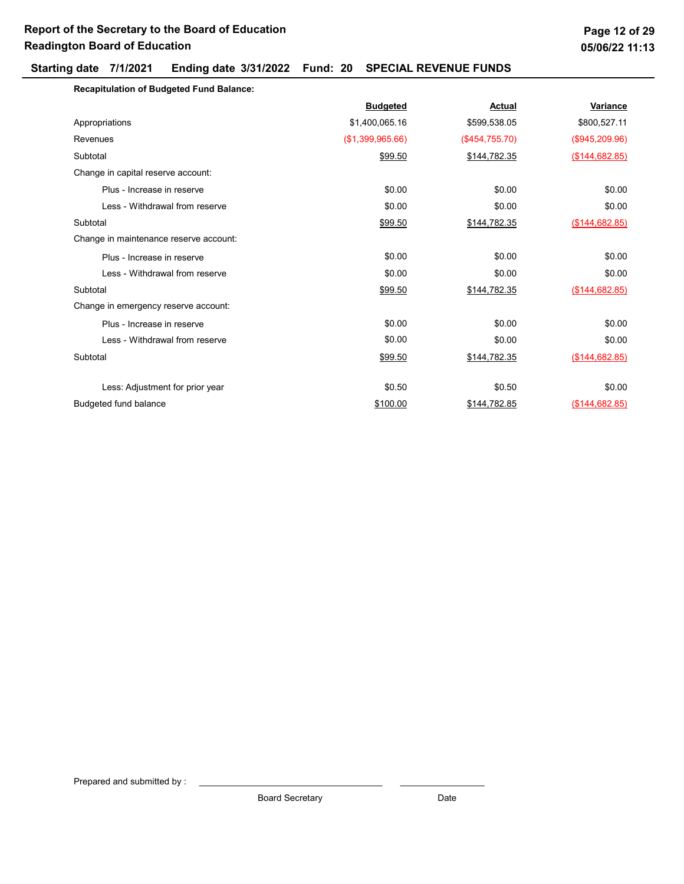# Report of the Secretary to the Board of Education
## Readington Board of Education

**Starting date 7/1/2021 Ending date 3/31/2022 Fund: 20 SPECIAL REVENUE FUNDS**

**Recapitulation of Budgeted Fund Balance:**

| | Budgeted | Actual | Variance |
|---|---|---|---|
| Appropriations | $1,400,065.16 | $599,538.05 | $800,527.11 |
| Revenues | ($1,399,965.66) | ($454,755.70) | ($945,209.96) |
| Subtotal | $99.50 | $144,782.35 | ($144,682.85) |
| Change in capital reserve account: | | | |
| Plus - Increase in reserve | $0.00 | $0.00 | $0.00 |
| Less - Withdrawal from reserve | $0.00 | $0.00 | $0.00 |
| Subtotal | $99.50 | $144,782.35 | ($144,682.85) |
| Change in maintenance reserve account: | | | |
| Plus - Increase in reserve | $0.00 | $0.00 | $0.00 |
| Less - Withdrawal from reserve | $0.00 | $0.00 | $0.00 |
| Subtotal | $99.50 | $144,782.35 | ($144,682.85) |
| Change in emergency reserve account: | | | |
| Plus - Increase in reserve | $0.00 | $0.00 | $0.00 |
| Less - Withdrawal from reserve | $0.00 | $0.00 | $0.00 |
| Subtotal | $99.50 | $144,782.35 | ($144,682.85) |
| Less: Adjustment for prior year | $0.50 | $0.50 | $0.00 |
| Budgeted fund balance | $100.00 | $144,782.85 | ($144,682.85) |

Prepared and submitted by : ______________________________ ______________

Board Secretary Date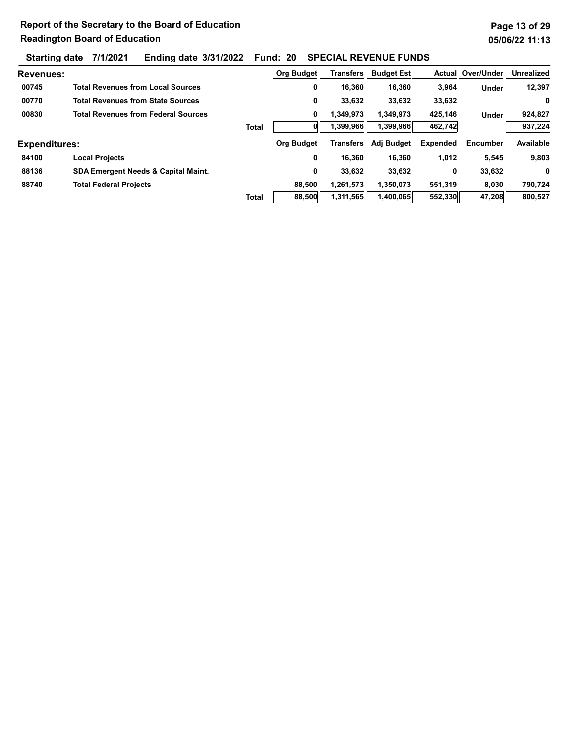# Report of the Secretary to the Board of Education

## Readington Board of Education

**Starting date 7/1/2021 Ending date 3/31/2022 Fund: 20 SPECIAL REVENUE FUNDS**

**Revenues:**

| | | | Org Budget | Transfers | Budget Est | Actual | Over/Under | Unrealized |
|---|---|---|---|---|---|---|---|---|
| 00745 | Total Revenues from Local Sources | | 0 | 16,360 | 16,360 | 3,964 | Under | 12,397 |
| 00770 | Total Revenues from State Sources | | 0 | 33,632 | 33,632 | 33,632 | | 0 |
| 00830 | Total Revenues from Federal Sources | | 0 | 1,349,973 | 1,349,973 | 425,146 | Under | 924,827 |
| | | Total | 0 | 1,399,966 | 1,399,966 | 462,742 | | 937,224 |

**Expenditures:**

| | | | Org Budget | Transfers | Adj Budget | Expended | Encumber | Available |
|---|---|---|---|---|---|---|---|---|
| 84100 | Local Projects | | 0 | 16,360 | 16,360 | 1,012 | 5,545 | 9,803 |
| 88136 | SDA Emergent Needs & Capital Maint. | | 0 | 33,632 | 33,632 | 0 | 33,632 | 0 |
| 88740 | Total Federal Projects | | 88,500 | 1,261,573 | 1,350,073 | 551,319 | 8,030 | 790,724 |
| | | Total | 88,500 | 1,311,565 | 1,400,065 | 552,330 | 47,208 | 800,527 |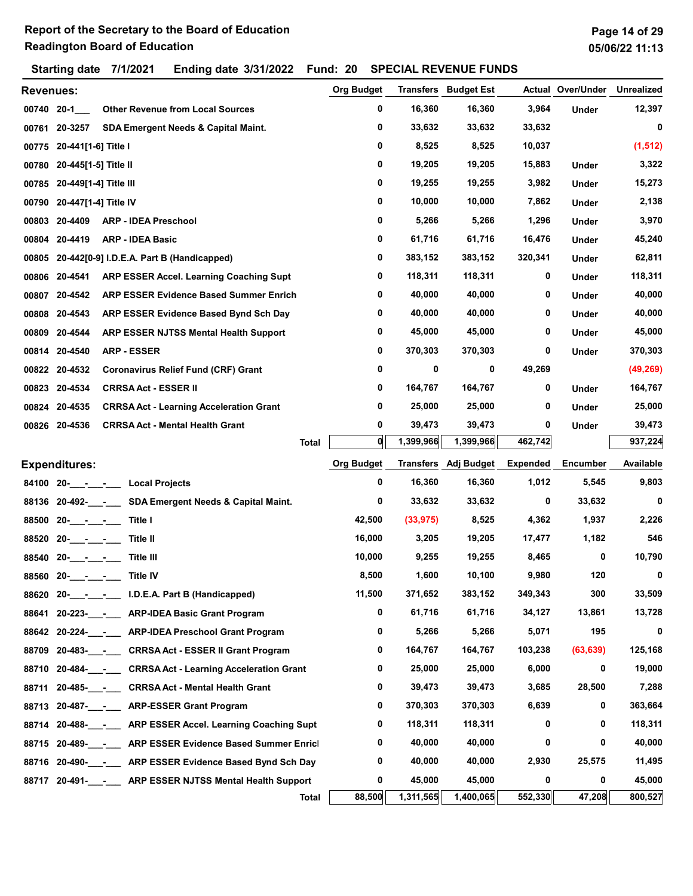# Report of the Secretary to the Board of Education
## Readington Board of Education

**Starting date 7/1/2021 Ending date 3/31/2022 Fund: 20 SPECIAL REVENUE FUNDS**

| Revenues: | | | Org Budget | Transfers | Budget Est | Actual | Over/Under | Unrealized |
|---|---|---|---|---|---|---|---|---|
| 00740 | 20-1___ | Other Revenue from Local Sources | 0 | 16,360 | 16,360 | 3,964 | Under | 12,397 |
| 00761 | 20-3257 | SDA Emergent Needs & Capital Maint. | 0 | 33,632 | 33,632 | 33,632 | | 0 |
| 00775 | 20-441[1-6] Title I | | 0 | 8,525 | 8,525 | 10,037 | | (1,512) |
| 00780 | 20-445[1-5] Title II | | 0 | 19,205 | 19,205 | 15,883 | Under | 3,322 |
| 00785 | 20-449[1-4] Title III | | 0 | 19,255 | 19,255 | 3,982 | Under | 15,273 |
| 00790 | 20-447[1-4] Title IV | | 0 | 10,000 | 10,000 | 7,862 | Under | 2,138 |
| 00803 | 20-4409 | ARP - IDEA Preschool | 0 | 5,266 | 5,266 | 1,296 | Under | 3,970 |
| 00804 | 20-4419 | ARP - IDEA Basic | 0 | 61,716 | 61,716 | 16,476 | Under | 45,240 |
| 00805 | 20-442[0-9] I.D.E.A. Part B (Handicapped) | | 0 | 383,152 | 383,152 | 320,341 | Under | 62,811 |
| 00806 | 20-4541 | ARP ESSER Accel. Learning Coaching Supt | 0 | 118,311 | 118,311 | 0 | Under | 118,311 |
| 00807 | 20-4542 | ARP ESSER Evidence Based Summer Enrich | 0 | 40,000 | 40,000 | 0 | Under | 40,000 |
| 00808 | 20-4543 | ARP ESSER Evidence Based Bynd Sch Day | 0 | 40,000 | 40,000 | 0 | Under | 40,000 |
| 00809 | 20-4544 | ARP ESSER NJTSS Mental Health Support | 0 | 45,000 | 45,000 | 0 | Under | 45,000 |
| 00814 | 20-4540 | ARP - ESSER | 0 | 370,303 | 370,303 | 0 | Under | 370,303 |
| 00822 | 20-4532 | Coronavirus Relief Fund (CRF) Grant | 0 | 0 | 0 | 49,269 | | (49,269) |
| 00823 | 20-4534 | CRRSA Act - ESSER II | 0 | 164,767 | 164,767 | 0 | Under | 164,767 |
| 00824 | 20-4535 | CRRSA Act - Learning Acceleration Grant | 0 | 25,000 | 25,000 | 0 | Under | 25,000 |
| 00826 | 20-4536 | CRRSA Act - Mental Health Grant | 0 | 39,473 | 39,473 | 0 | Under | 39,473 |
| | | Total | 0 | 1,399,966 | 1,399,966 | 462,742 | | 937,224 |

| Expenditures: | | | Org Budget | Transfers | Adj Budget | Expended | Encumber | Available |
|---|---|---|---|---|---|---|---|---|
| 84100 | 20-___-___-___ | Local Projects | 0 | 16,360 | 16,360 | 1,012 | 5,545 | 9,803 |
| 88136 | 20-492-___-___ | SDA Emergent Needs & Capital Maint. | 0 | 33,632 | 33,632 | 0 | 33,632 | 0 |
| 88500 | 20-___-___-___ | Title I | 42,500 | (33,975) | 8,525 | 4,362 | 1,937 | 2,226 |
| 88520 | 20-___-___-___ | Title II | 16,000 | 3,205 | 19,205 | 17,477 | 1,182 | 546 |
| 88540 | 20-___-___-___ | Title III | 10,000 | 9,255 | 19,255 | 8,465 | 0 | 10,790 |
| 88560 | 20-___-___-___ | Title IV | 8,500 | 1,600 | 10,100 | 9,980 | 120 | 0 |
| 88620 | 20-___-___-___ | I.D.E.A. Part B (Handicapped) | 11,500 | 371,652 | 383,152 | 349,343 | 300 | 33,509 |
| 88641 | 20-223-___-___ | ARP-IDEA Basic Grant Program | 0 | 61,716 | 61,716 | 34,127 | 13,861 | 13,728 |
| 88642 | 20-224-___-___ | ARP-IDEA Preschool Grant Program | 0 | 5,266 | 5,266 | 5,071 | 195 | 0 |
| 88709 | 20-483-___-___ | CRRSA Act - ESSER II Grant Program | 0 | 164,767 | 164,767 | 103,238 | (63,639) | 125,168 |
| 88710 | 20-484-___-___ | CRRSA Act - Learning Acceleration Grant | 0 | 25,000 | 25,000 | 6,000 | 0 | 19,000 |
| 88711 | 20-485-___-___ | CRRSA Act - Mental Health Grant | 0 | 39,473 | 39,473 | 3,685 | 28,500 | 7,288 |
| 88713 | 20-487-___-___ | ARP-ESSER Grant Program | 0 | 370,303 | 370,303 | 6,639 | 0 | 363,664 |
| 88714 | 20-488-___-___ | ARP ESSER Accel. Learning Coaching Supt | 0 | 118,311 | 118,311 | 0 | 0 | 118,311 |
| 88715 | 20-489-___-___ | ARP ESSER Evidence Based Summer Enricl | 0 | 40,000 | 40,000 | 0 | 0 | 40,000 |
| 88716 | 20-490-___-___ | ARP ESSER Evidence Based Bynd Sch Day | 0 | 40,000 | 40,000 | 2,930 | 25,575 | 11,495 |
| 88717 | 20-491-___-___ | ARP ESSER NJTSS Mental Health Support | 0 | 45,000 | 45,000 | 0 | 0 | 45,000 |
| | | Total | 88,500 | 1,311,565 | 1,400,065 | 552,330 | 47,208 | 800,527 |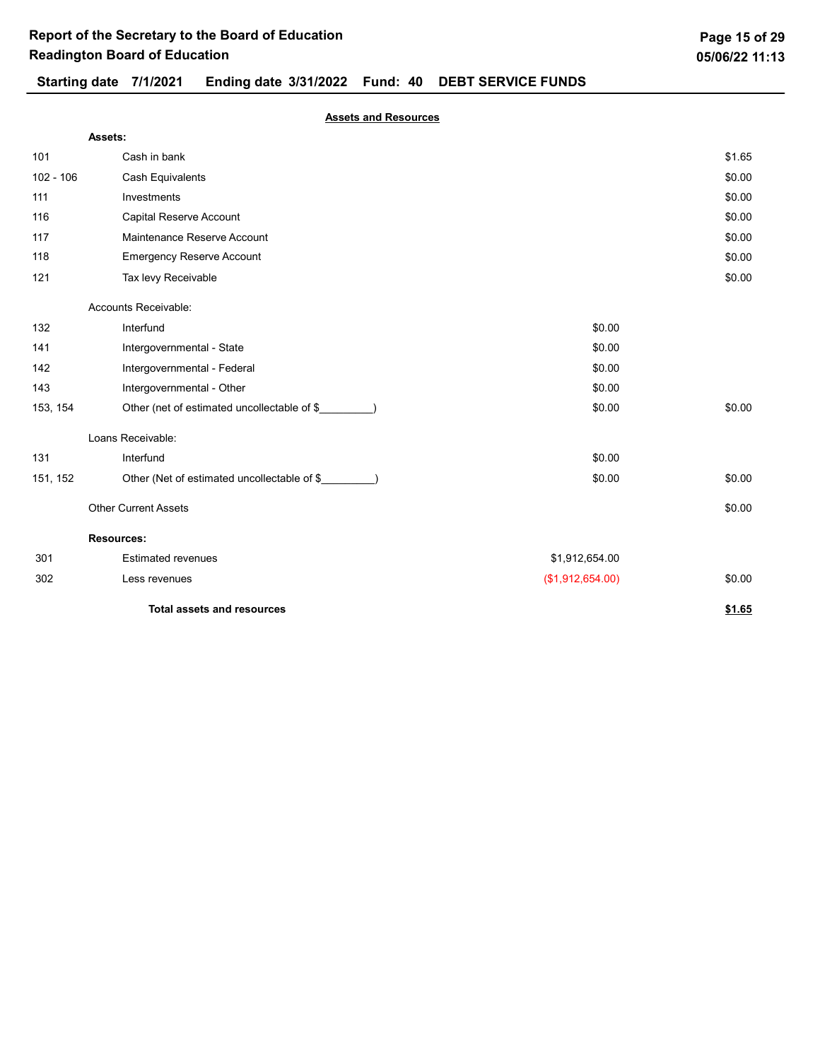**Starting date 7/1/2021 Ending date 3/31/2022 Fund: 40 DEBT SERVICE FUNDS**

**Assets and Resources**

| Code | Description | | Amount |
|---|---|---|---|
| | **Assets:** | | |
| 101 | Cash in bank | | $1.65 |
| 102 - 106 | Cash Equivalents | | $0.00 |
| 111 | Investments | | $0.00 |
| 116 | Capital Reserve Account | | $0.00 |
| 117 | Maintenance Reserve Account | | $0.00 |
| 118 | Emergency Reserve Account | | $0.00 |
| 121 | Tax levy Receivable | | $0.00 |
| | Accounts Receivable: | | |
| 132 | Interfund | $0.00 | |
| 141 | Intergovernmental - State | $0.00 | |
| 142 | Intergovernmental - Federal | $0.00 | |
| 143 | Intergovernmental - Other | $0.00 | |
| 153, 154 | Other (net of estimated uncollectable of $_________) | $0.00 | $0.00 |
| | Loans Receivable: | | |
| 131 | Interfund | $0.00 | |
| 151, 152 | Other (Net of estimated uncollectable of $_________) | $0.00 | $0.00 |
| | Other Current Assets | | $0.00 |
| | **Resources:** | | |
| 301 | Estimated revenues | $1,912,654.00 | |
| 302 | Less revenues | ($1,912,654.00) | $0.00 |
| | **Total assets and resources** | | **$1.65** |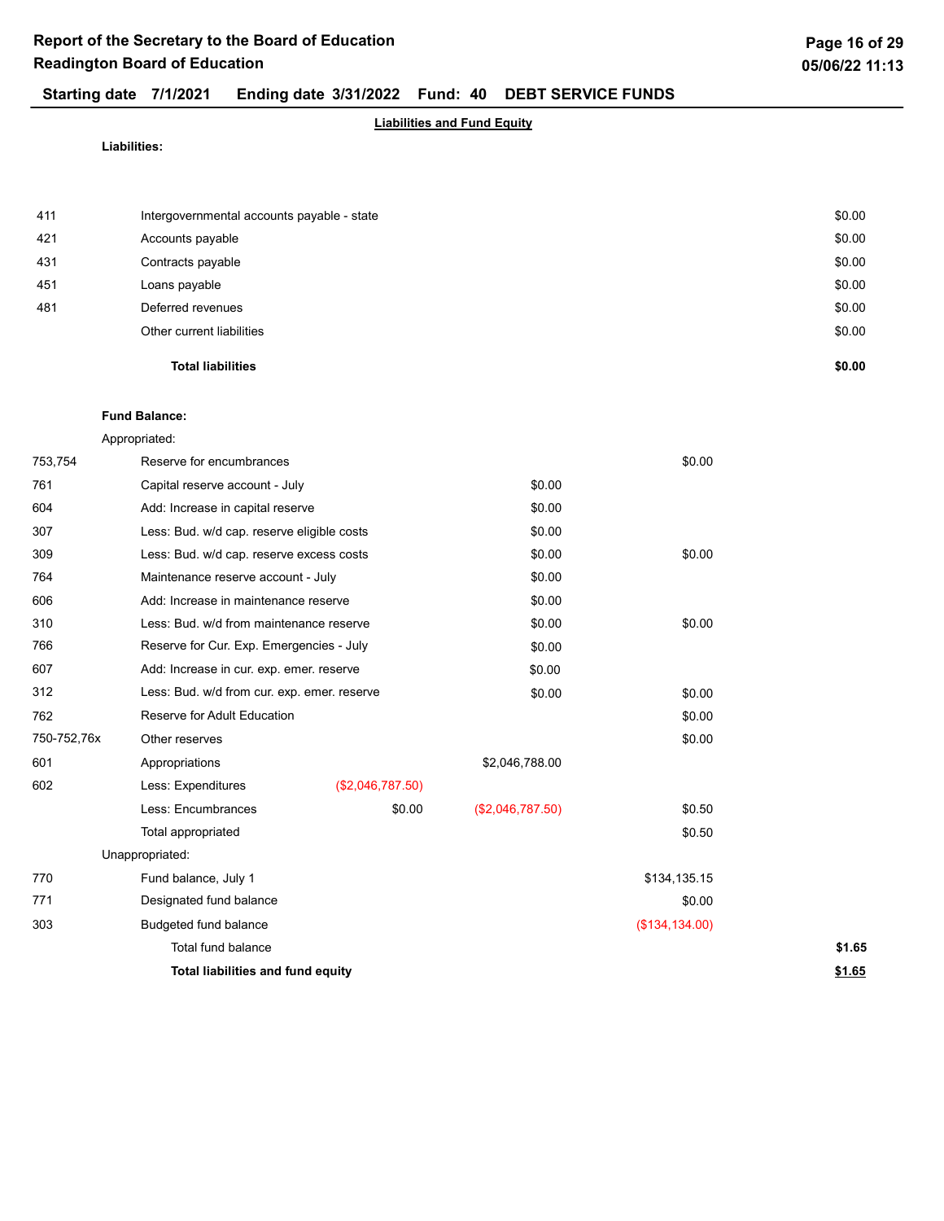# Report of the Secretary to the Board of Education
## Readington Board of Education

**Starting date 7/1/2021 Ending date 3/31/2022 Fund: 40 DEBT SERVICE FUNDS**

**Liabilities and Fund Equity**

**Liabilities:**

| Code | Description | | | | |
|---|---|---|---|---|---|
| 411 | Intergovernmental accounts payable - state | | | | $0.00 |
| 421 | Accounts payable | | | | $0.00 |
| 431 | Contracts payable | | | | $0.00 |
| 451 | Loans payable | | | | $0.00 |
| 481 | Deferred revenues | | | | $0.00 |
| | Other current liabilities | | | | $0.00 |
| | **Total liabilities** | | | | **$0.00** |

**Fund Balance:**

Appropriated:

| Code | Description | | | | |
|---|---|---|---|---|---|
| 753,754 | Reserve for encumbrances | | | $0.00 | |
| 761 | Capital reserve account - July | | $0.00 | | |
| 604 | Add: Increase in capital reserve | | $0.00 | | |
| 307 | Less: Bud. w/d cap. reserve eligible costs | | $0.00 | | |
| 309 | Less: Bud. w/d cap. reserve excess costs | | $0.00 | $0.00 | |
| 764 | Maintenance reserve account - July | | $0.00 | | |
| 606 | Add: Increase in maintenance reserve | | $0.00 | | |
| 310 | Less: Bud. w/d from maintenance reserve | | $0.00 | $0.00 | |
| 766 | Reserve for Cur. Exp. Emergencies - July | | $0.00 | | |
| 607 | Add: Increase in cur. exp. emer. reserve | | $0.00 | | |
| 312 | Less: Bud. w/d from cur. exp. emer. reserve | | $0.00 | $0.00 | |
| 762 | Reserve for Adult Education | | | $0.00 | |
| 750-752,76x | Other reserves | | | $0.00 | |
| 601 | Appropriations | | $2,046,788.00 | | |
| 602 | Less: Expenditures | ($2,046,787.50) | | | |
| | Less: Encumbrances | $0.00 | ($2,046,787.50) | $0.50 | |
| | Total appropriated | | | $0.50 | |

Unappropriated:

| Code | Description | | | | |
|---|---|---|---|---|---|
| 770 | Fund balance, July 1 | | | $134,135.15 | |
| 771 | Designated fund balance | | | $0.00 | |
| 303 | Budgeted fund balance | | | ($134,134.00) | |
| | Total fund balance | | | | **$1.65** |
| | **Total liabilities and fund equity** | | | | **$1.65** |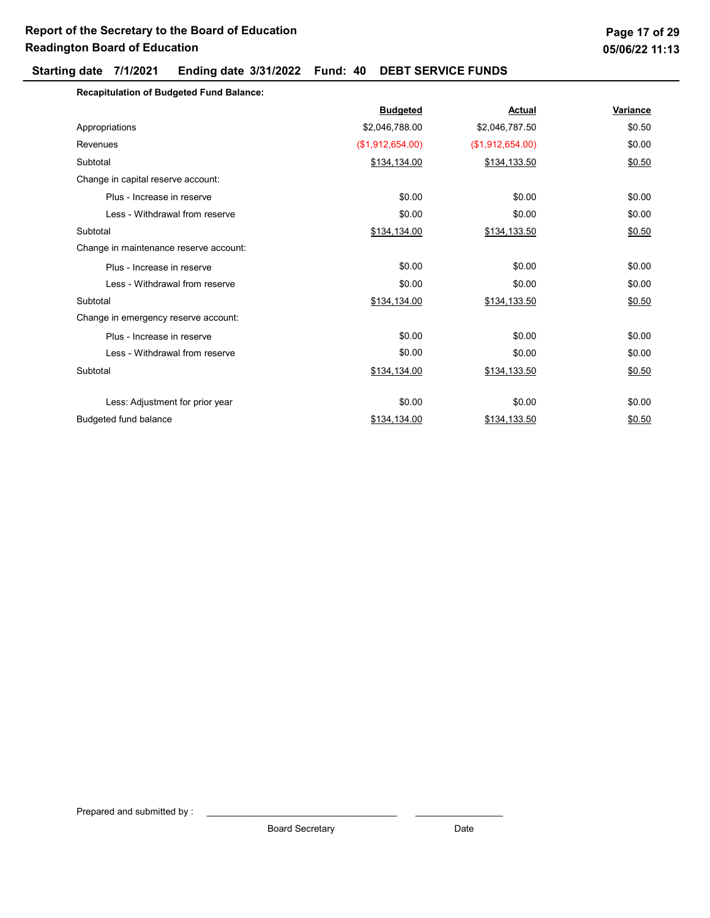# Report of the Secretary to the Board of Education
## Readington Board of Education

**Starting date 7/1/2021 Ending date 3/31/2022 Fund: 40 DEBT SERVICE FUNDS**

**Recapitulation of Budgeted Fund Balance:**

| | Budgeted | Actual | Variance |
|---|---|---|---|
| Appropriations | $2,046,788.00 | $2,046,787.50 | $0.50 |
| Revenues | ($1,912,654.00) | ($1,912,654.00) | $0.00 |
| Subtotal | $134,134.00 | $134,133.50 | $0.50 |
| Change in capital reserve account: | | | |
| Plus - Increase in reserve | $0.00 | $0.00 | $0.00 |
| Less - Withdrawal from reserve | $0.00 | $0.00 | $0.00 |
| Subtotal | $134,134.00 | $134,133.50 | $0.50 |
| Change in maintenance reserve account: | | | |
| Plus - Increase in reserve | $0.00 | $0.00 | $0.00 |
| Less - Withdrawal from reserve | $0.00 | $0.00 | $0.00 |
| Subtotal | $134,134.00 | $134,133.50 | $0.50 |
| Change in emergency reserve account: | | | |
| Plus - Increase in reserve | $0.00 | $0.00 | $0.00 |
| Less - Withdrawal from reserve | $0.00 | $0.00 | $0.00 |
| Subtotal | $134,134.00 | $134,133.50 | $0.50 |
| Less: Adjustment for prior year | $0.00 | $0.00 | $0.00 |
| Budgeted fund balance | $134,134.00 | $134,133.50 | $0.50 |

Prepared and submitted by : ______________________________ ________________

Board Secretary Date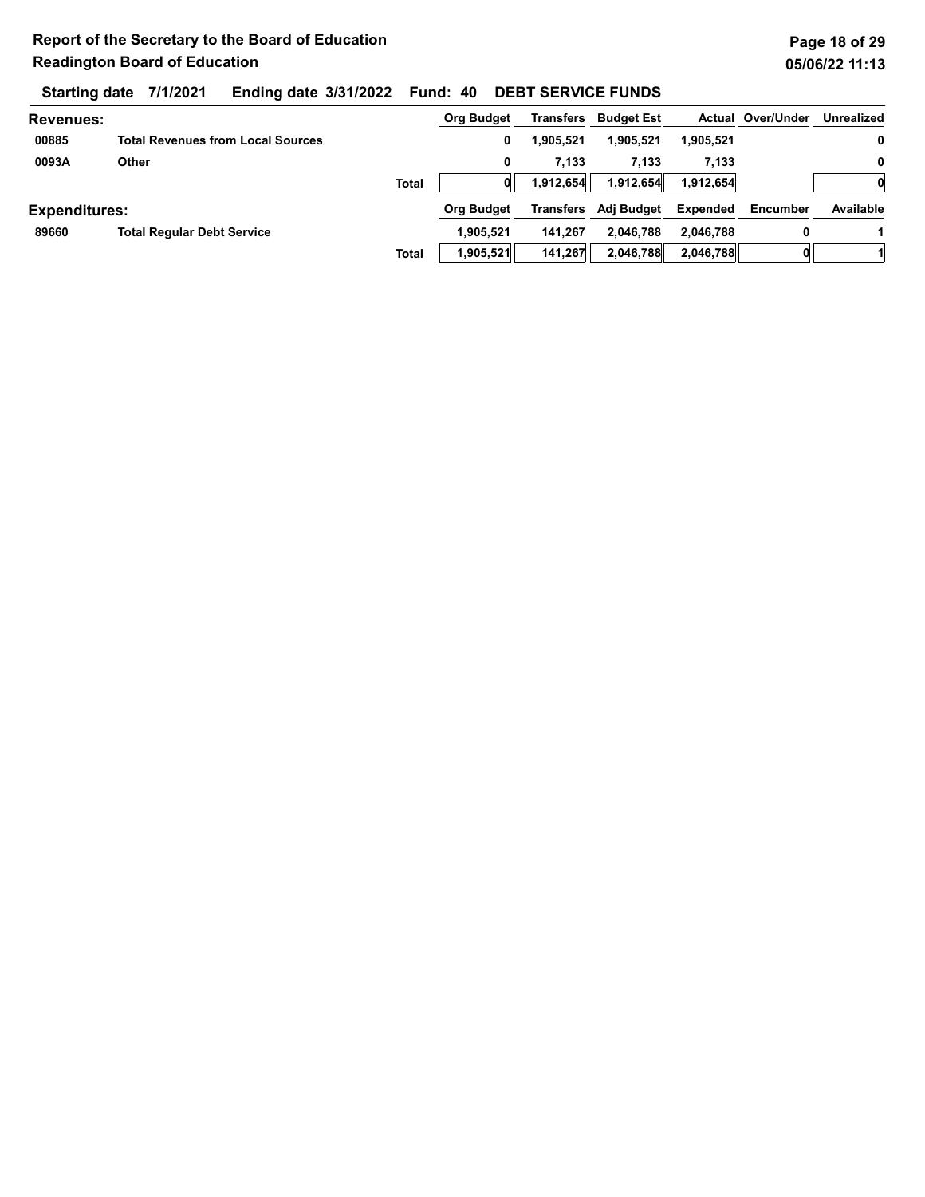**Report of the Secretary to the Board of Education**
**Readington Board of Education**

**Starting date 7/1/2021 Ending date 3/31/2022 Fund: 40 DEBT SERVICE FUNDS**

| Revenues: | | | Org Budget | Transfers | Budget Est | Actual | Over/Under | Unrealized |
|---|---|---|---|---|---|---|---|---|
| 00885 | Total Revenues from Local Sources | | 0 | 1,905,521 | 1,905,521 | 1,905,521 | | 0 |
| 0093A | Other | | 0 | 7,133 | 7,133 | 7,133 | | 0 |
| | | Total | 0 | 1,912,654 | 1,912,654 | 1,912,654 | | 0 |

| Expenditures: | | | Org Budget | Transfers | Adj Budget | Expended | Encumber | Available |
|---|---|---|---|---|---|---|---|---|
| 89660 | Total Regular Debt Service | | 1,905,521 | 141,267 | 2,046,788 | 2,046,788 | 0 | 1 |
| | | Total | 1,905,521 | 141,267 | 2,046,788 | 2,046,788 | 0 | 1 |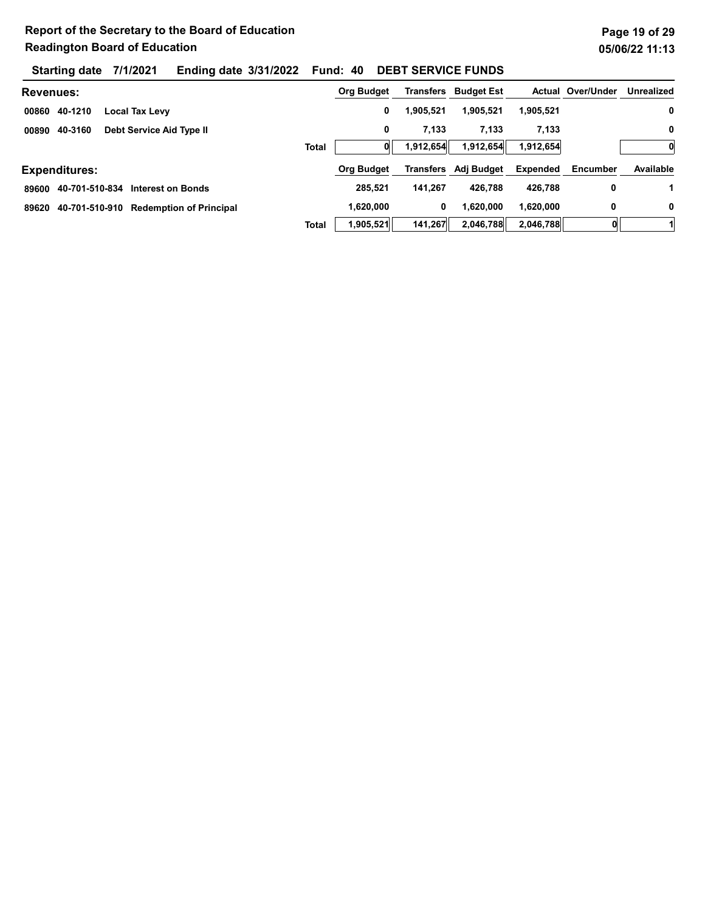# Report of the Secretary to the Board of Education

## Readington Board of Education

**Starting date 7/1/2021 Ending date 3/31/2022 Fund: 40 DEBT SERVICE FUNDS**

| Revenues: | | | Org Budget | Transfers | Budget Est | Actual | Over/Under | Unrealized |
|---|---|---|---|---|---|---|---|---|
| 00860 | 40-1210 | Local Tax Levy | 0 | 1,905,521 | 1,905,521 | 1,905,521 | | 0 |
| 00890 | 40-3160 | Debt Service Aid Type II | 0 | 7,133 | 7,133 | 7,133 | | 0 |
| | | Total | 0 | 1,912,654 | 1,912,654 | 1,912,654 | | 0 |

| Expenditures: | | | Org Budget | Transfers | Adj Budget | Expended | Encumber | Available |
|---|---|---|---|---|---|---|---|---|
| 89600 | 40-701-510-834 | Interest on Bonds | 285,521 | 141,267 | 426,788 | 426,788 | 0 | 1 |
| 89620 | 40-701-510-910 | Redemption of Principal | 1,620,000 | 0 | 1,620,000 | 1,620,000 | 0 | 0 |
| | | Total | 1,905,521 | 141,267 | 2,046,788 | 2,046,788 | 0 | 1 |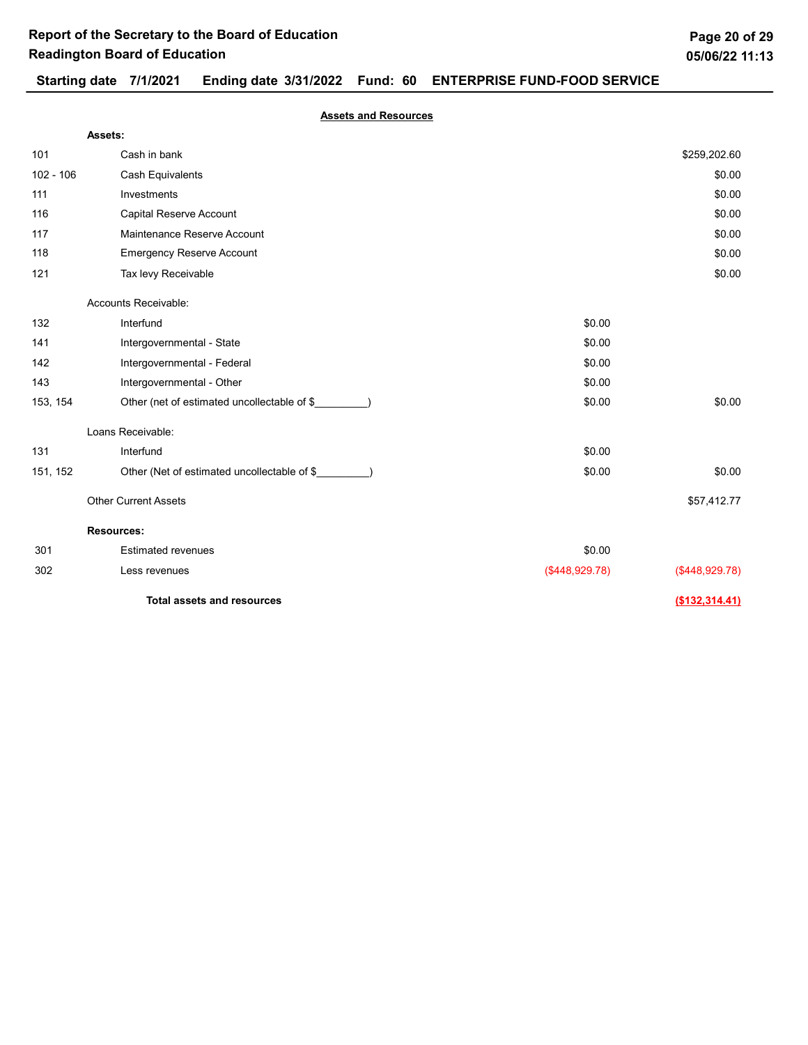# Report of the Secretary to the Board of Education
## Readington Board of Education

**Starting date 7/1/2021 Ending date 3/31/2022 Fund: 60 ENTERPRISE FUND-FOOD SERVICE**

**Assets and Resources**

| | | | |
|---|---|---|---|
| | **Assets:** | | |
| 101 | Cash in bank | | $259,202.60 |
| 102 - 106 | Cash Equivalents | | $0.00 |
| 111 | Investments | | $0.00 |
| 116 | Capital Reserve Account | | $0.00 |
| 117 | Maintenance Reserve Account | | $0.00 |
| 118 | Emergency Reserve Account | | $0.00 |
| 121 | Tax levy Receivable | | $0.00 |
| | Accounts Receivable: | | |
| 132 | Interfund | $0.00 | |
| 141 | Intergovernmental - State | $0.00 | |
| 142 | Intergovernmental - Federal | $0.00 | |
| 143 | Intergovernmental - Other | $0.00 | |
| 153, 154 | Other (net of estimated uncollectable of $_________) | $0.00 | $0.00 |
| | Loans Receivable: | | |
| 131 | Interfund | $0.00 | |
| 151, 152 | Other (Net of estimated uncollectable of $_________) | $0.00 | $0.00 |
| | Other Current Assets | | $57,412.77 |
| | **Resources:** | | |
| 301 | Estimated revenues | $0.00 | |
| 302 | Less revenues | ($448,929.78) | ($448,929.78) |
| | **Total assets and resources** | | **($132,314.41)** |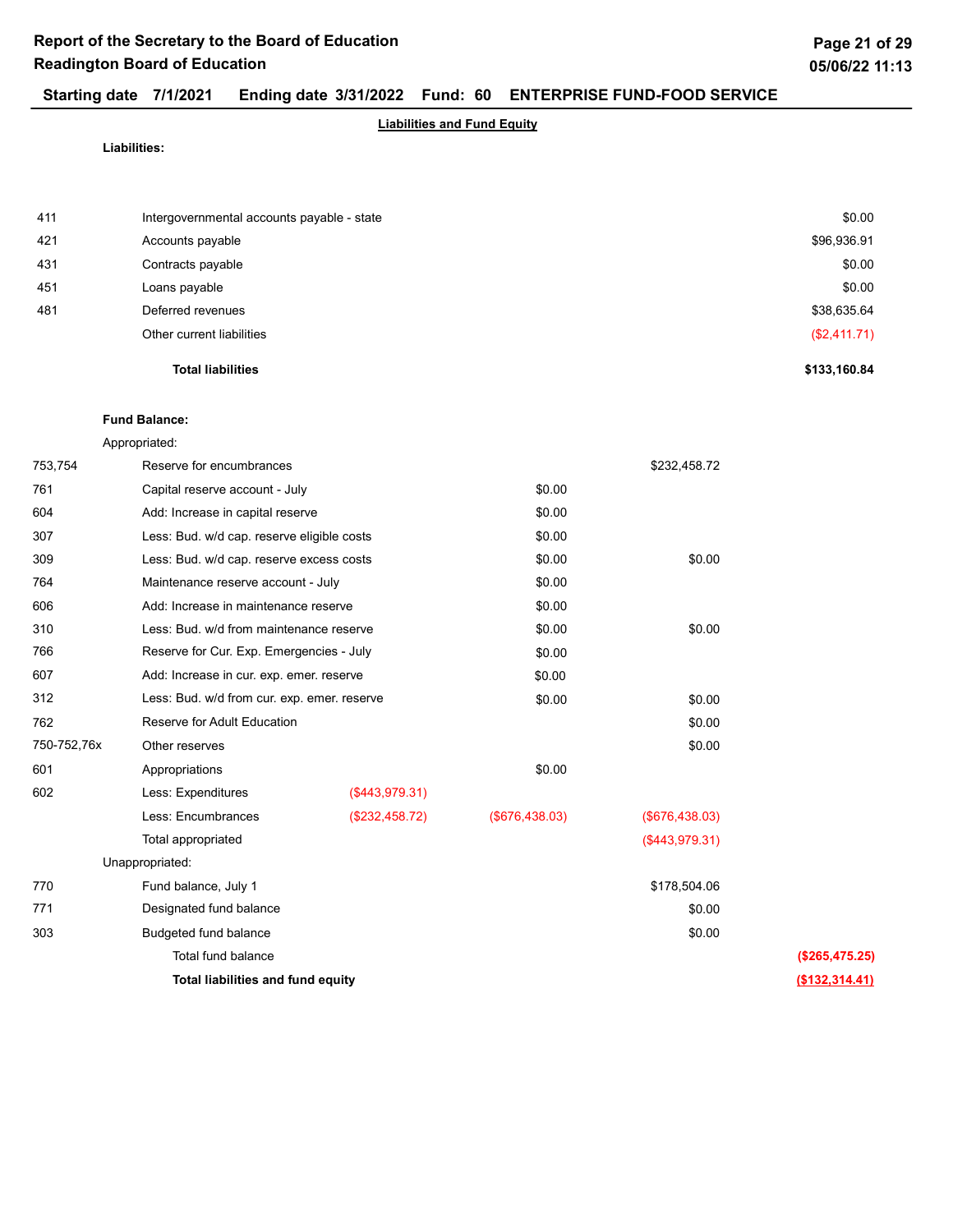# Report of the Secretary to the Board of Education
## Readington Board of Education

**Starting date 7/1/2021 Ending date 3/31/2022 Fund: 60 ENTERPRISE FUND-FOOD SERVICE**

**Liabilities and Fund Equity**

**Liabilities:**

| Code | Description | | | | |
|---|---|---|---|---|---|
| 411 | Intergovernmental accounts payable - state | | | | $0.00 |
| 421 | Accounts payable | | | | $96,936.91 |
| 431 | Contracts payable | | | | $0.00 |
| 451 | Loans payable | | | | $0.00 |
| 481 | Deferred revenues | | | | $38,635.64 |
| | Other current liabilities | | | | ($2,411.71) |
| | **Total liabilities** | | | | **$133,160.84** |

**Fund Balance:**

| Code | Description | | | | |
|---|---|---|---|---|---|
| | Appropriated: | | | | |
| 753,754 | Reserve for encumbrances | | | $232,458.72 | |
| 761 | Capital reserve account - July | | $0.00 | | |
| 604 | Add: Increase in capital reserve | | $0.00 | | |
| 307 | Less: Bud. w/d cap. reserve eligible costs | | $0.00 | | |
| 309 | Less: Bud. w/d cap. reserve excess costs | | $0.00 | $0.00 | |
| 764 | Maintenance reserve account - July | | $0.00 | | |
| 606 | Add: Increase in maintenance reserve | | $0.00 | | |
| 310 | Less: Bud. w/d from maintenance reserve | | $0.00 | $0.00 | |
| 766 | Reserve for Cur. Exp. Emergencies - July | | $0.00 | | |
| 607 | Add: Increase in cur. exp. emer. reserve | | $0.00 | | |
| 312 | Less: Bud. w/d from cur. exp. emer. reserve | | $0.00 | $0.00 | |
| 762 | Reserve for Adult Education | | | $0.00 | |
| 750-752,76x | Other reserves | | | $0.00 | |
| 601 | Appropriations | | $0.00 | | |
| 602 | Less: Expenditures | ($443,979.31) | | | |
| | Less: Encumbrances | ($232,458.72) | ($676,438.03) | ($676,438.03) | |
| | Total appropriated | | | ($443,979.31) | |
| | Unappropriated: | | | | |
| 770 | Fund balance, July 1 | | | $178,504.06 | |
| 771 | Designated fund balance | | | $0.00 | |
| 303 | Budgeted fund balance | | | $0.00 | |
| | Total fund balance | | | | ($265,475.25) |
| | **Total liabilities and fund equity** | | | | **($132,314.41)** |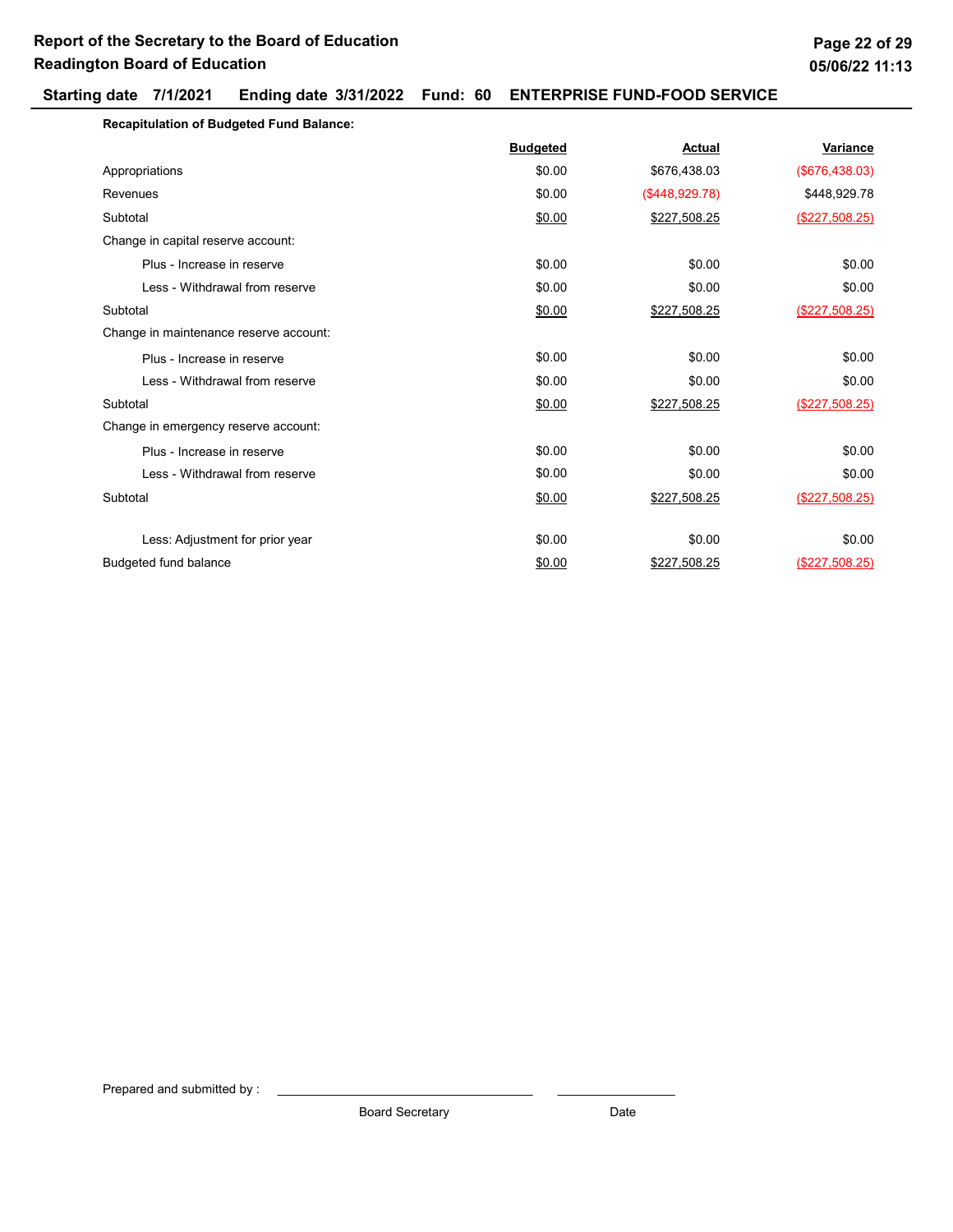# Report of the Secretary to the Board of Education
## Readington Board of Education

**Starting date 7/1/2021 Ending date 3/31/2022 Fund: 60 ENTERPRISE FUND-FOOD SERVICE**

**Recapitulation of Budgeted Fund Balance:**

| | Budgeted | Actual | Variance |
|---|---|---|---|
| Appropriations | $0.00 | $676,438.03 | ($676,438.03) |
| Revenues | $0.00 | ($448,929.78) | $448,929.78 |
| Subtotal | $0.00 | $227,508.25 | ($227,508.25) |
| Change in capital reserve account: | | | |
| Plus - Increase in reserve | $0.00 | $0.00 | $0.00 |
| Less - Withdrawal from reserve | $0.00 | $0.00 | $0.00 |
| Subtotal | $0.00 | $227,508.25 | ($227,508.25) |
| Change in maintenance reserve account: | | | |
| Plus - Increase in reserve | $0.00 | $0.00 | $0.00 |
| Less - Withdrawal from reserve | $0.00 | $0.00 | $0.00 |
| Subtotal | $0.00 | $227,508.25 | ($227,508.25) |
| Change in emergency reserve account: | | | |
| Plus - Increase in reserve | $0.00 | $0.00 | $0.00 |
| Less - Withdrawal from reserve | $0.00 | $0.00 | $0.00 |
| Subtotal | $0.00 | $227,508.25 | ($227,508.25) |
| Less: Adjustment for prior year | $0.00 | $0.00 | $0.00 |
| Budgeted fund balance | $0.00 | $227,508.25 | ($227,508.25) |

Prepared and submitted by : ______________________________ ______________

Board Secretary Date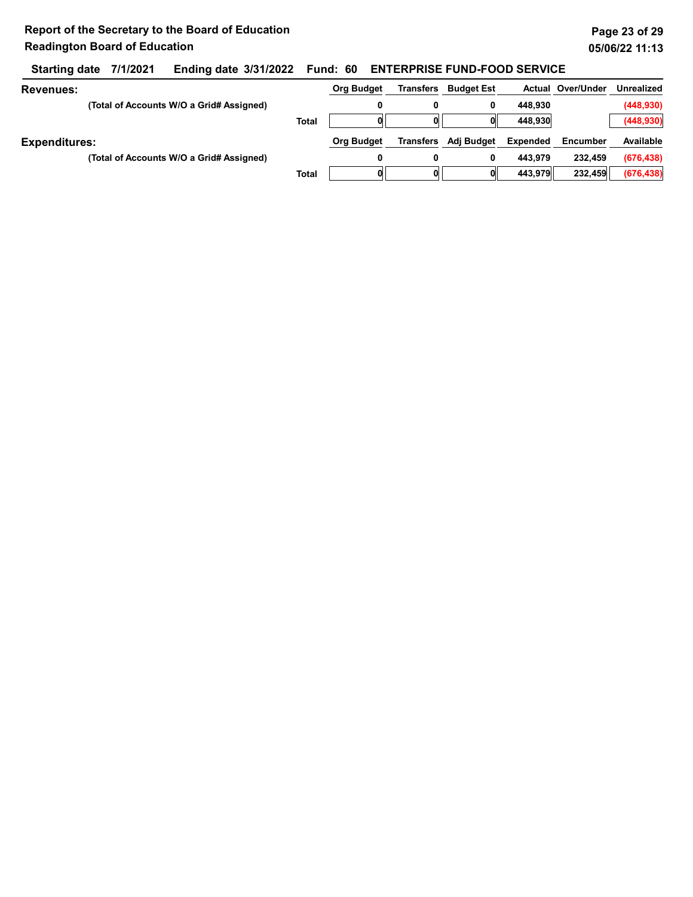**Report of the Secretary to the Board of Education**
**Readington Board of Education**

**Starting date 7/1/2021 Ending date 3/31/2022 Fund: 60 ENTERPRISE FUND-FOOD SERVICE**

**Revenues:**

| | Org Budget | Transfers | Budget Est | Actual | Over/Under | Unrealized |
|---|---|---|---|---|---|---|
| (Total of Accounts W/O a Grid# Assigned) | 0 | 0 | 0 | 448,930 | | (448,930) |
| Total | 0 | 0 | 0 | 448,930 | | (448,930) |

**Expenditures:**

| | Org Budget | Transfers | Adj Budget | Expended | Encumber | Available |
|---|---|---|---|---|---|---|
| (Total of Accounts W/O a Grid# Assigned) | 0 | 0 | 0 | 443,979 | 232,459 | (676,438) |
| Total | 0 | 0 | 0 | 443,979 | 232,459 | (676,438) |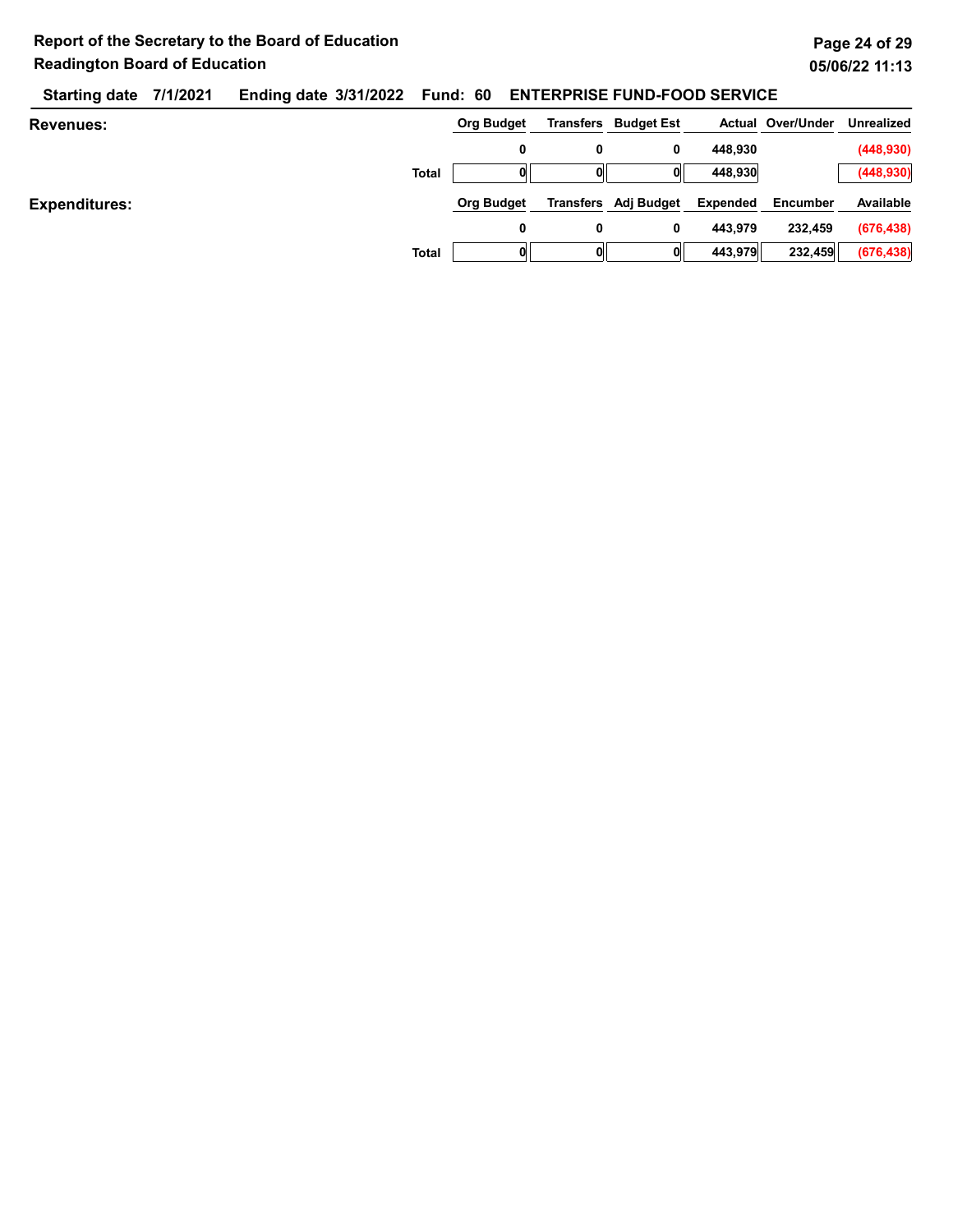**Report of the Secretary to the Board of Education**
**Readington Board of Education**

**Starting date 7/1/2021 Ending date 3/31/2022 Fund: 60 ENTERPRISE FUND-FOOD SERVICE**

**Revenues:**

| | Org Budget | Transfers | Budget Est | Actual | Over/Under | Unrealized |
|---|---|---|---|---|---|---|
| | 0 | 0 | 0 | 448,930 | | (448,930) |
| **Total** | 0 | 0 | 0 | 448,930 | | (448,930) |

**Expenditures:**

| | Org Budget | Transfers | Adj Budget | Expended | Encumber | Available |
|---|---|---|---|---|---|---|
| | 0 | 0 | 0 | 443,979 | 232,459 | (676,438) |
| **Total** | 0 | 0 | 0 | 443,979 | 232,459 | (676,438) |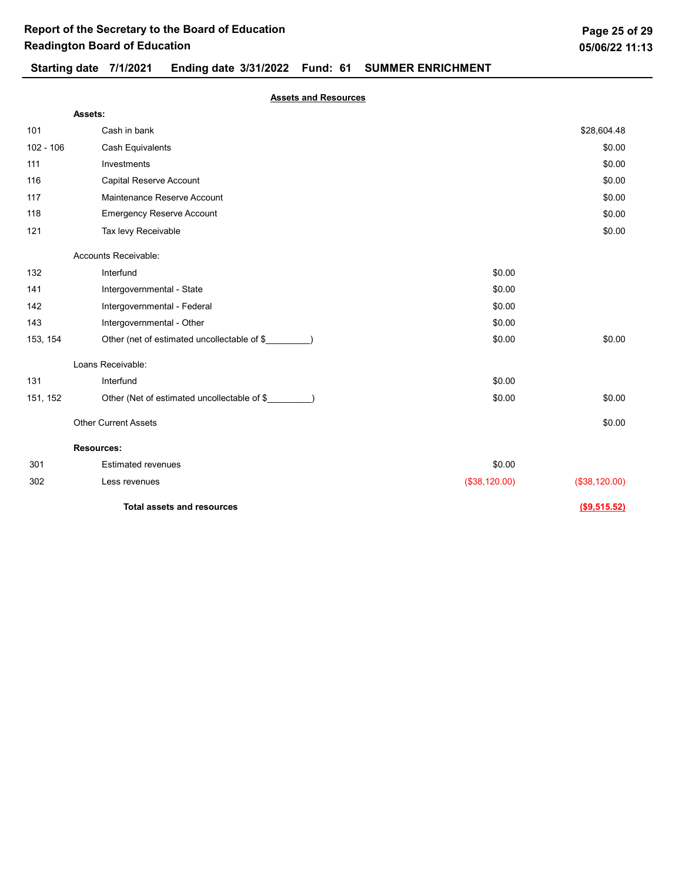# Report of the Secretary to the Board of Education
## Readington Board of Education

**Starting date 7/1/2021 Ending date 3/31/2022 Fund: 61 SUMMER ENRICHMENT**

**Assets and Resources**

| Code | Description | | Amount |
|---|---|---|---|
| | **Assets:** | | |
| 101 | Cash in bank | | $28,604.48 |
| 102 - 106 | Cash Equivalents | | $0.00 |
| 111 | Investments | | $0.00 |
| 116 | Capital Reserve Account | | $0.00 |
| 117 | Maintenance Reserve Account | | $0.00 |
| 118 | Emergency Reserve Account | | $0.00 |
| 121 | Tax levy Receivable | | $0.00 |
| | Accounts Receivable: | | |
| 132 | Interfund | $0.00 | |
| 141 | Intergovernmental - State | $0.00 | |
| 142 | Intergovernmental - Federal | $0.00 | |
| 143 | Intergovernmental - Other | $0.00 | |
| 153, 154 | Other (net of estimated uncollectable of $_________) | $0.00 | $0.00 |
| | Loans Receivable: | | |
| 131 | Interfund | $0.00 | |
| 151, 152 | Other (Net of estimated uncollectable of $_________) | $0.00 | $0.00 |
| | Other Current Assets | | $0.00 |
| | **Resources:** | | |
| 301 | Estimated revenues | $0.00 | |
| 302 | Less revenues | ($38,120.00) | ($38,120.00) |
| | **Total assets and resources** | | **($9,515.52)** |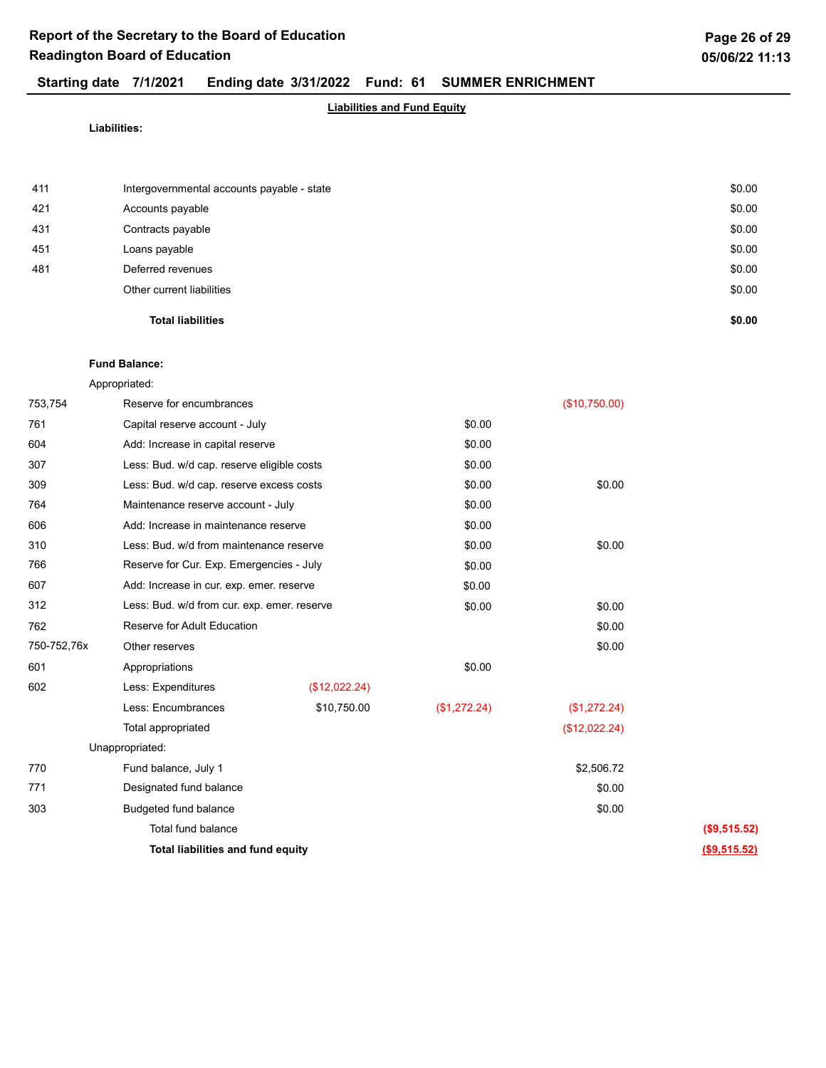# Report of the Secretary to the Board of Education
## Readington Board of Education

**Starting date 7/1/2021 Ending date 3/31/2022 Fund: 61 SUMMER ENRICHMENT**

**Liabilities and Fund Equity**

**Liabilities:**

| Code | Description | | | | |
|---|---|---|---|---|---|
| 411 | Intergovernmental accounts payable - state | | | | $0.00 |
| 421 | Accounts payable | | | | $0.00 |
| 431 | Contracts payable | | | | $0.00 |
| 451 | Loans payable | | | | $0.00 |
| 481 | Deferred revenues | | | | $0.00 |
| | Other current liabilities | | | | $0.00 |
| | **Total liabilities** | | | | **$0.00** |

**Fund Balance:**

| Code | Description | | | | |
|---|---|---|---|---|---|
| | Appropriated: | | | | |
| 753,754 | Reserve for encumbrances | | | ($10,750.00) | |
| 761 | Capital reserve account - July | | $0.00 | | |
| 604 | Add: Increase in capital reserve | | $0.00 | | |
| 307 | Less: Bud. w/d cap. reserve eligible costs | | $0.00 | | |
| 309 | Less: Bud. w/d cap. reserve excess costs | | $0.00 | $0.00 | |
| 764 | Maintenance reserve account - July | | $0.00 | | |
| 606 | Add: Increase in maintenance reserve | | $0.00 | | |
| 310 | Less: Bud. w/d from maintenance reserve | | $0.00 | $0.00 | |
| 766 | Reserve for Cur. Exp. Emergencies - July | | $0.00 | | |
| 607 | Add: Increase in cur. exp. emer. reserve | | $0.00 | | |
| 312 | Less: Bud. w/d from cur. exp. emer. reserve | | $0.00 | $0.00 | |
| 762 | Reserve for Adult Education | | | $0.00 | |
| 750-752,76x | Other reserves | | | $0.00 | |
| 601 | Appropriations | | $0.00 | | |
| 602 | Less: Expenditures | ($12,022.24) | | | |
| | Less: Encumbrances | $10,750.00 | ($1,272.24) | ($1,272.24) | |
| | Total appropriated | | | ($12,022.24) | |
| | Unappropriated: | | | | |
| 770 | Fund balance, July 1 | | | $2,506.72 | |
| 771 | Designated fund balance | | | $0.00 | |
| 303 | Budgeted fund balance | | | $0.00 | |
| | Total fund balance | | | | **($9,515.52)** |
| | **Total liabilities and fund equity** | | | | **($9,515.52)** |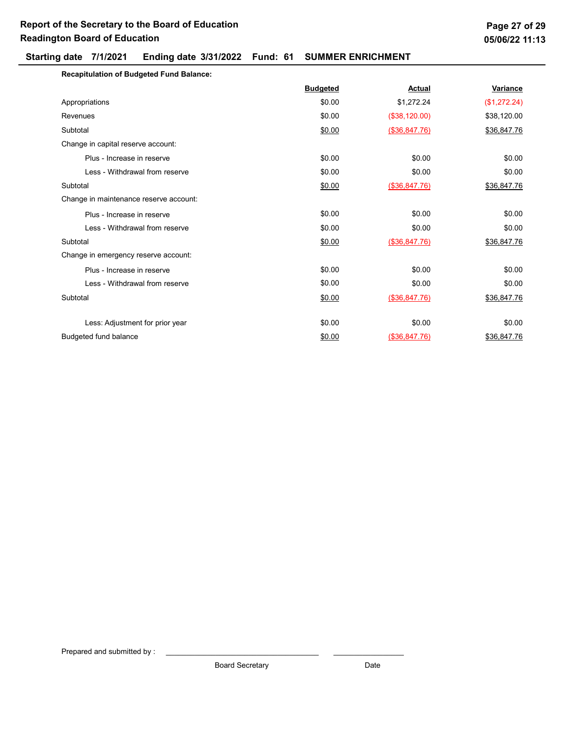# Report of the Secretary to the Board of Education
## Readington Board of Education

**Starting date 7/1/2021 Ending date 3/31/2022 Fund: 61 SUMMER ENRICHMENT**

**Recapitulation of Budgeted Fund Balance:**

| | Budgeted | Actual | Variance |
|---|---|---|---|
| Appropriations | $0.00 | $1,272.24 | ($1,272.24) |
| Revenues | $0.00 | ($38,120.00) | $38,120.00 |
| Subtotal | $0.00 | ($36,847.76) | $36,847.76 |
| Change in capital reserve account: | | | |
| Plus - Increase in reserve | $0.00 | $0.00 | $0.00 |
| Less - Withdrawal from reserve | $0.00 | $0.00 | $0.00 |
| Subtotal | $0.00 | ($36,847.76) | $36,847.76 |
| Change in maintenance reserve account: | | | |
| Plus - Increase in reserve | $0.00 | $0.00 | $0.00 |
| Less - Withdrawal from reserve | $0.00 | $0.00 | $0.00 |
| Subtotal | $0.00 | ($36,847.76) | $36,847.76 |
| Change in emergency reserve account: | | | |
| Plus - Increase in reserve | $0.00 | $0.00 | $0.00 |
| Less - Withdrawal from reserve | $0.00 | $0.00 | $0.00 |
| Subtotal | $0.00 | ($36,847.76) | $36,847.76 |
| Less: Adjustment for prior year | $0.00 | $0.00 | $0.00 |
| Budgeted fund balance | $0.00 | ($36,847.76) | $36,847.76 |

Prepared and submitted by : ______________________________ ______________

Board Secretary Date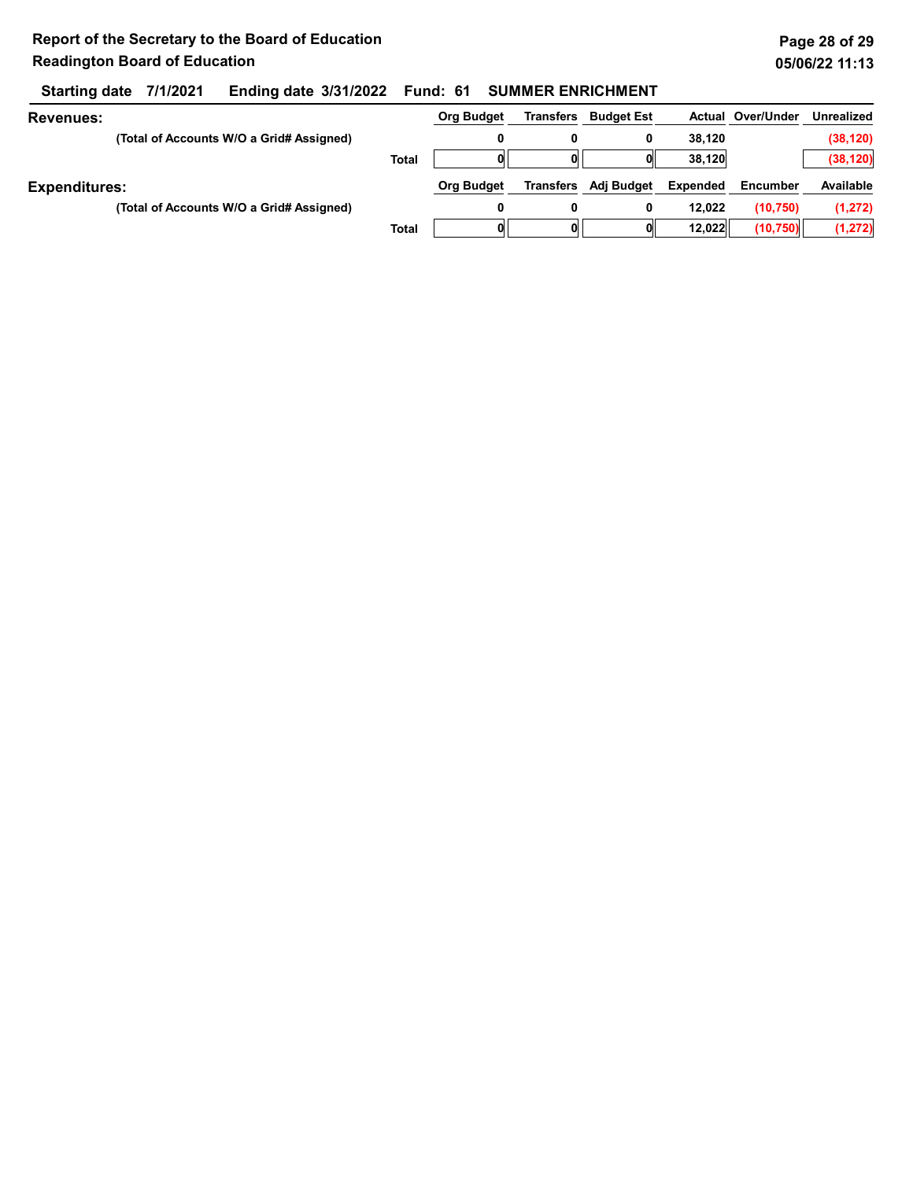## Report of the Secretary to the Board of Education
## Readington Board of Education

**Starting date 7/1/2021 Ending date 3/31/2022 Fund: 61 SUMMER ENRICHMENT**

**Revenues:**

| | | Org Budget | Transfers | Budget Est | Actual | Over/Under | Unrealized |
|---|---|---|---|---|---|---|---|
| (Total of Accounts W/O a Grid# Assigned) | | 0 | 0 | 0 | 38,120 | | (38,120) |
| | Total | 0 | 0 | 0 | 38,120 | | (38,120) |

**Expenditures:**

| | | Org Budget | Transfers | Adj Budget | Expended | Encumber | Available |
|---|---|---|---|---|---|---|---|
| (Total of Accounts W/O a Grid# Assigned) | | 0 | 0 | 0 | 12,022 | (10,750) | (1,272) |
| | Total | 0 | 0 | 0 | 12,022 | (10,750) | (1,272) |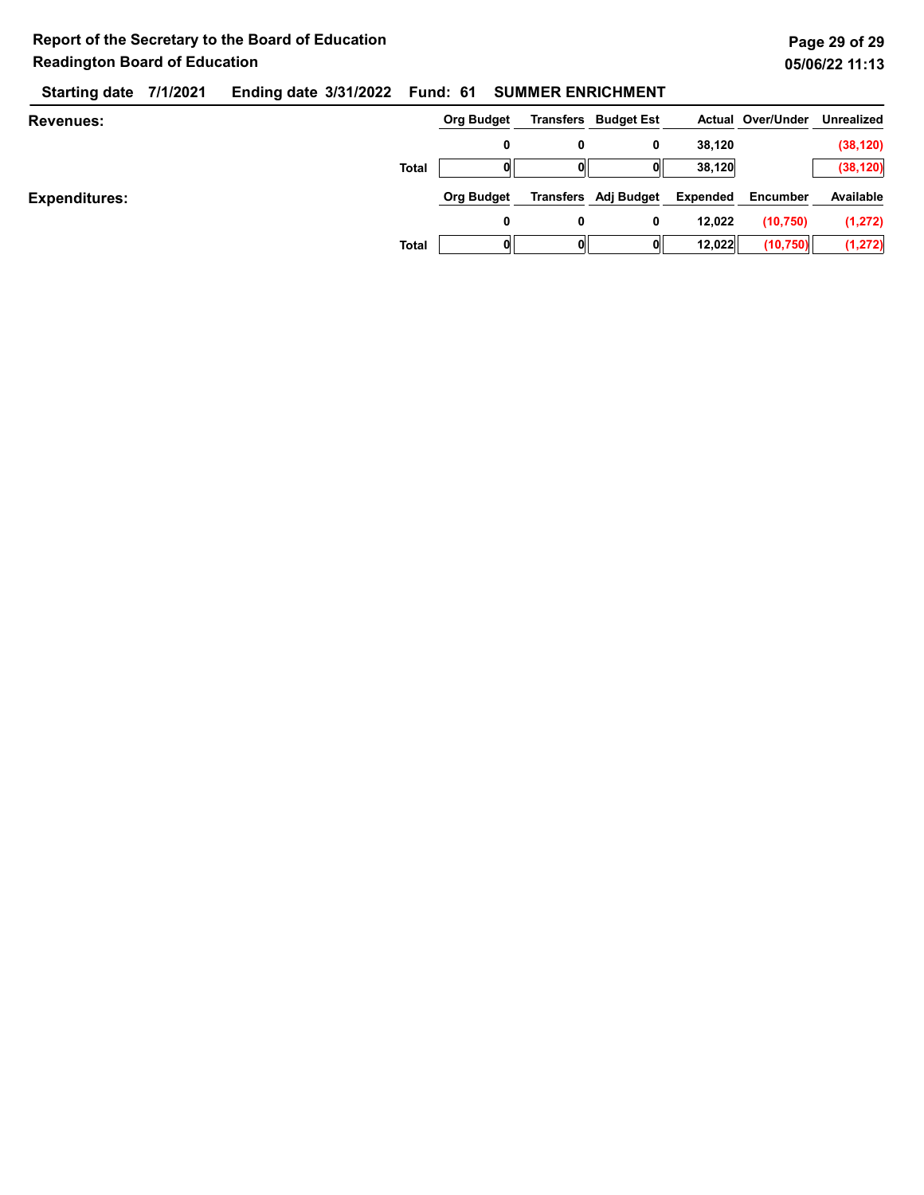**Starting date 7/1/2021 Ending date 3/31/2022 Fund: 61 SUMMER ENRICHMENT**

**Revenues:**

| | Org Budget | Transfers | Budget Est | Actual | Over/Under | Unrealized |
|---|---|---|---|---|---|---|
| | 0 | 0 | 0 | 38,120 | | (38,120) |
| **Total** | 0 | 0 | 0 | 38,120 | | (38,120) |

**Expenditures:**

| | Org Budget | Transfers | Adj Budget | Expended | Encumber | Available |
|---|---|---|---|---|---|---|
| | 0 | 0 | 0 | 12,022 | (10,750) | (1,272) |
| **Total** | 0 | 0 | 0 | 12,022 | (10,750) | (1,272) |